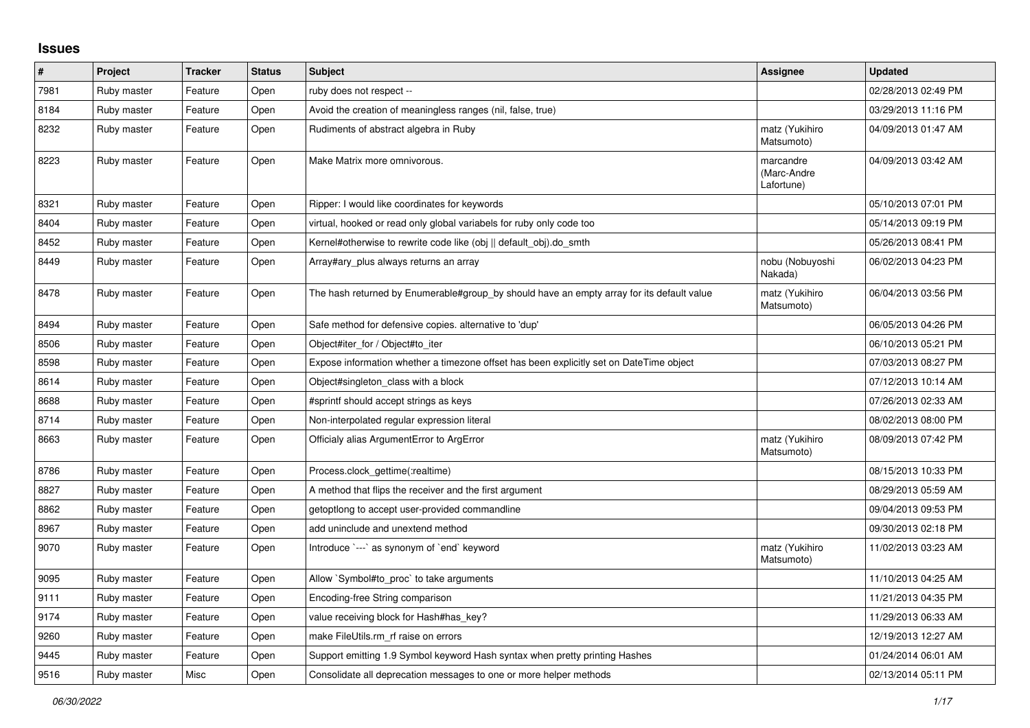# Issues

| # | Project | Tracker | Status | Subject | Assignee | Updated |
|---|---|---|---|---|---|---|
| 7981 | Ruby master | Feature | Open | ruby does not respect -- | | 02/28/2013 02:49 PM |
| 8184 | Ruby master | Feature | Open | Avoid the creation of meaningless ranges (nil, false, true) | | 03/29/2013 11:16 PM |
| 8232 | Ruby master | Feature | Open | Rudiments of abstract algebra in Ruby | matz (Yukihiro Matsumoto) | 04/09/2013 01:47 AM |
| 8223 | Ruby master | Feature | Open | Make Matrix more omnivorous. | marcandre (Marc-Andre Lafortune) | 04/09/2013 03:42 AM |
| 8321 | Ruby master | Feature | Open | Ripper: I would like coordinates for keywords | | 05/10/2013 07:01 PM |
| 8404 | Ruby master | Feature | Open | virtual, hooked or read only global variabels for ruby only code too | | 05/14/2013 09:19 PM |
| 8452 | Ruby master | Feature | Open | Kernel#otherwise to rewrite code like (obj \|\| default_obj).do_smth | | 05/26/2013 08:41 PM |
| 8449 | Ruby master | Feature | Open | Array#ary_plus always returns an array | nobu (Nobuyoshi Nakada) | 06/02/2013 04:23 PM |
| 8478 | Ruby master | Feature | Open | The hash returned by Enumerable#group_by should have an empty array for its default value | matz (Yukihiro Matsumoto) | 06/04/2013 03:56 PM |
| 8494 | Ruby master | Feature | Open | Safe method for defensive copies. alternative to 'dup' | | 06/05/2013 04:26 PM |
| 8506 | Ruby master | Feature | Open | Object#iter_for / Object#to_iter | | 06/10/2013 05:21 PM |
| 8598 | Ruby master | Feature | Open | Expose information whether a timezone offset has been explicitly set on DateTime object | | 07/03/2013 08:27 PM |
| 8614 | Ruby master | Feature | Open | Object#singleton_class with a block | | 07/12/2013 10:14 AM |
| 8688 | Ruby master | Feature | Open | #sprintf should accept strings as keys | | 07/26/2013 02:33 AM |
| 8714 | Ruby master | Feature | Open | Non-interpolated regular expression literal | | 08/02/2013 08:00 PM |
| 8663 | Ruby master | Feature | Open | Officialy alias ArgumentError to ArgError | matz (Yukihiro Matsumoto) | 08/09/2013 07:42 PM |
| 8786 | Ruby master | Feature | Open | Process.clock_gettime(:realtime) | | 08/15/2013 10:33 PM |
| 8827 | Ruby master | Feature | Open | A method that flips the receiver and the first argument | | 08/29/2013 05:59 AM |
| 8862 | Ruby master | Feature | Open | getoptlong to accept user-provided commandline | | 09/04/2013 09:53 PM |
| 8967 | Ruby master | Feature | Open | add uninclude and unextend method | | 09/30/2013 02:18 PM |
| 9070 | Ruby master | Feature | Open | Introduce `---` as synonym of `end` keyword | matz (Yukihiro Matsumoto) | 11/02/2013 03:23 AM |
| 9095 | Ruby master | Feature | Open | Allow `Symbol#to_proc` to take arguments | | 11/10/2013 04:25 AM |
| 9111 | Ruby master | Feature | Open | Encoding-free String comparison | | 11/21/2013 04:35 PM |
| 9174 | Ruby master | Feature | Open | value receiving block for Hash#has_key? | | 11/29/2013 06:33 AM |
| 9260 | Ruby master | Feature | Open | make FileUtils.rm_rf raise on errors | | 12/19/2013 12:27 AM |
| 9445 | Ruby master | Feature | Open | Support emitting 1.9 Symbol keyword Hash syntax when pretty printing Hashes | | 01/24/2014 06:01 AM |
| 9516 | Ruby master | Misc | Open | Consolidate all deprecation messages to one or more helper methods | | 02/13/2014 05:11 PM |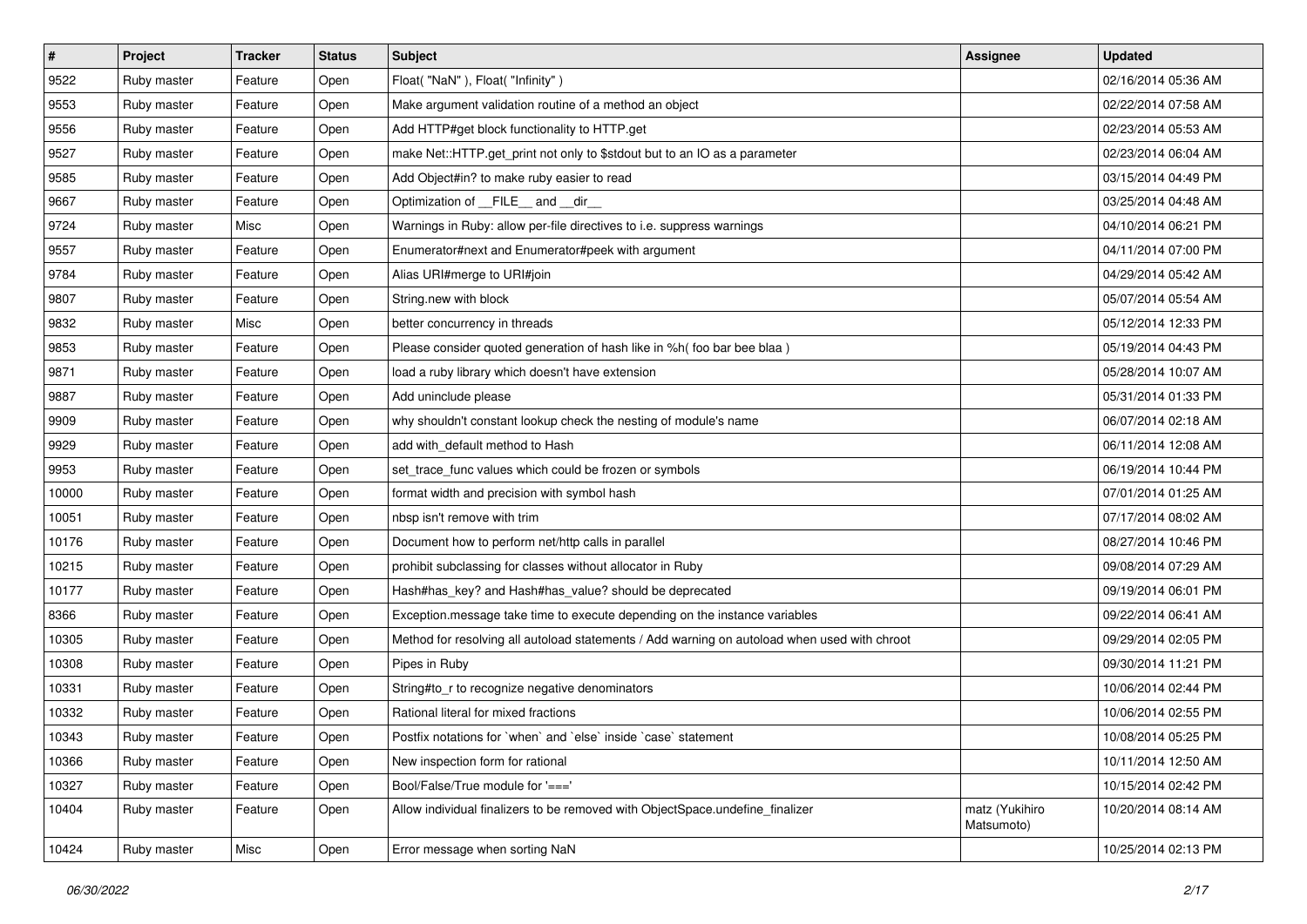| # | Project | Tracker | Status | Subject | Assignee | Updated |
|---|---|---|---|---|---|---|
| 9522 | Ruby master | Feature | Open | Float( "NaN" ), Float( "Infinity" ) | | 02/16/2014 05:36 AM |
| 9553 | Ruby master | Feature | Open | Make argument validation routine of a method an object | | 02/22/2014 07:58 AM |
| 9556 | Ruby master | Feature | Open | Add HTTP#get block functionality to HTTP.get | | 02/23/2014 05:53 AM |
| 9527 | Ruby master | Feature | Open | make Net::HTTP.get_print not only to $stdout but to an IO as a parameter | | 02/23/2014 06:04 AM |
| 9585 | Ruby master | Feature | Open | Add Object#in? to make ruby easier to read | | 03/15/2014 04:49 PM |
| 9667 | Ruby master | Feature | Open | Optimization of __FILE__ and __dir__ | | 03/25/2014 04:48 AM |
| 9724 | Ruby master | Misc | Open | Warnings in Ruby: allow per-file directives to i.e. suppress warnings | | 04/10/2014 06:21 PM |
| 9557 | Ruby master | Feature | Open | Enumerator#next and Enumerator#peek with argument | | 04/11/2014 07:00 PM |
| 9784 | Ruby master | Feature | Open | Alias URI#merge to URI#join | | 04/29/2014 05:42 AM |
| 9807 | Ruby master | Feature | Open | String.new with block | | 05/07/2014 05:54 AM |
| 9832 | Ruby master | Misc | Open | better concurrency in threads | | 05/12/2014 12:33 PM |
| 9853 | Ruby master | Feature | Open | Please consider quoted generation of hash like in %h( foo bar bee blaa ) | | 05/19/2014 04:43 PM |
| 9871 | Ruby master | Feature | Open | load a ruby library which doesn't have extension | | 05/28/2014 10:07 AM |
| 9887 | Ruby master | Feature | Open | Add uninclude please | | 05/31/2014 01:33 PM |
| 9909 | Ruby master | Feature | Open | why shouldn't constant lookup check the nesting of module's name | | 06/07/2014 02:18 AM |
| 9929 | Ruby master | Feature | Open | add with_default method to Hash | | 06/11/2014 12:08 AM |
| 9953 | Ruby master | Feature | Open | set_trace_func values which could be frozen or symbols | | 06/19/2014 10:44 PM |
| 10000 | Ruby master | Feature | Open | format width and precision with symbol hash | | 07/01/2014 01:25 AM |
| 10051 | Ruby master | Feature | Open | nbsp isn't remove with trim | | 07/17/2014 08:02 AM |
| 10176 | Ruby master | Feature | Open | Document how to perform net/http calls in parallel | | 08/27/2014 10:46 PM |
| 10215 | Ruby master | Feature | Open | prohibit subclassing for classes without allocator in Ruby | | 09/08/2014 07:29 AM |
| 10177 | Ruby master | Feature | Open | Hash#has_key? and Hash#has_value? should be deprecated | | 09/19/2014 06:01 PM |
| 8366 | Ruby master | Feature | Open | Exception.message take time to execute depending on the instance variables | | 09/22/2014 06:41 AM |
| 10305 | Ruby master | Feature | Open | Method for resolving all autoload statements / Add warning on autoload when used with chroot | | 09/29/2014 02:05 PM |
| 10308 | Ruby master | Feature | Open | Pipes in Ruby | | 09/30/2014 11:21 PM |
| 10331 | Ruby master | Feature | Open | String#to_r to recognize negative denominators | | 10/06/2014 02:44 PM |
| 10332 | Ruby master | Feature | Open | Rational literal for mixed fractions | | 10/06/2014 02:55 PM |
| 10343 | Ruby master | Feature | Open | Postfix notations for `when` and `else` inside `case` statement | | 10/08/2014 05:25 PM |
| 10366 | Ruby master | Feature | Open | New inspection form for rational | | 10/11/2014 12:50 AM |
| 10327 | Ruby master | Feature | Open | Bool/False/True module for '===' | | 10/15/2014 02:42 PM |
| 10404 | Ruby master | Feature | Open | Allow individual finalizers to be removed with ObjectSpace.undefine_finalizer | matz (Yukihiro Matsumoto) | 10/20/2014 08:14 AM |
| 10424 | Ruby master | Misc | Open | Error message when sorting NaN | | 10/25/2014 02:13 PM |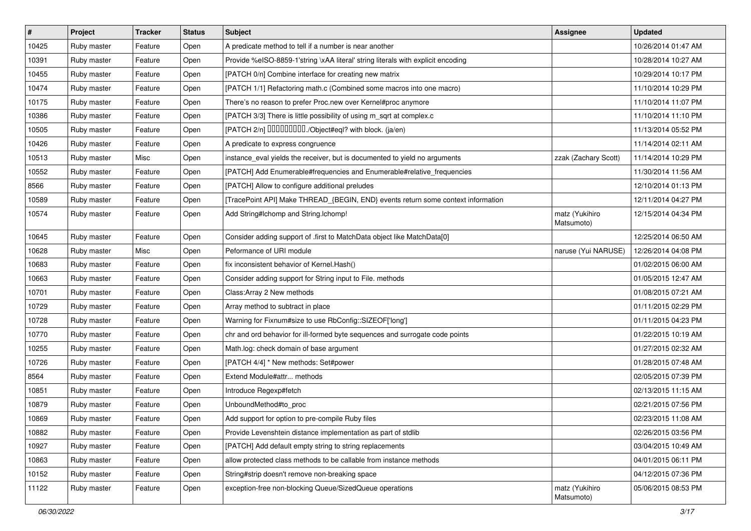| # | Project | Tracker | Status | Subject | Assignee | Updated |
| --- | --- | --- | --- | --- | --- | --- |
| 10425 | Ruby master | Feature | Open | A predicate method to tell if a number is near another | | 10/26/2014 01:47 AM |
| 10391 | Ruby master | Feature | Open | Provide %eISO-8859-1'string \xAA literal' string literals with explicit encoding | | 10/28/2014 10:27 AM |
| 10455 | Ruby master | Feature | Open | [PATCH 0/n] Combine interface for creating new matrix | | 10/29/2014 10:17 PM |
| 10474 | Ruby master | Feature | Open | [PATCH 1/1] Refactoring math.c (Combined some macros into one macro) | | 11/10/2014 10:29 PM |
| 10175 | Ruby master | Feature | Open | There’s no reason to prefer Proc.new over Kernel#proc anymore | | 11/10/2014 11:07 PM |
| 10386 | Ruby master | Feature | Open | [PATCH 3/3] There is little possibility of using m_sqrt at complex.c | | 11/10/2014 11:10 PM |
| 10505 | Ruby master | Feature | Open | [PATCH 2/n] □□□□□□□□□./Object#eql? with block. (ja/en) | | 11/13/2014 05:52 PM |
| 10426 | Ruby master | Feature | Open | A predicate to express congruence | | 11/14/2014 02:11 AM |
| 10513 | Ruby master | Misc | Open | instance_eval yields the receiver, but is documented to yield no arguments | zzak (Zachary Scott) | 11/14/2014 10:29 PM |
| 10552 | Ruby master | Feature | Open | [PATCH] Add Enumerable#frequencies and Enumerable#relative_frequencies | | 11/30/2014 11:56 AM |
| 8566 | Ruby master | Feature | Open | [PATCH] Allow to configure additional preludes | | 12/10/2014 01:13 PM |
| 10589 | Ruby master | Feature | Open | [TracePoint API] Make THREAD_{BEGIN, END} events return some context information | | 12/11/2014 04:27 PM |
| 10574 | Ruby master | Feature | Open | Add String#lchomp and String.lchomp! | matz (Yukihiro Matsumoto) | 12/15/2014 04:34 PM |
| 10645 | Ruby master | Feature | Open | Consider adding support of .first to MatchData object like MatchData[0] | | 12/25/2014 06:50 AM |
| 10628 | Ruby master | Misc | Open | Peformance of URI module | naruse (Yui NARUSE) | 12/26/2014 04:08 PM |
| 10683 | Ruby master | Feature | Open | fix inconsistent behavior of Kernel.Hash() | | 01/02/2015 06:00 AM |
| 10663 | Ruby master | Feature | Open | Consider adding support for String input to File. methods | | 01/05/2015 12:47 AM |
| 10701 | Ruby master | Feature | Open | Class:Array 2 New methods | | 01/08/2015 07:21 AM |
| 10729 | Ruby master | Feature | Open | Array method to subtract in place | | 01/11/2015 02:29 PM |
| 10728 | Ruby master | Feature | Open | Warning for Fixnum#size to use RbConfig::SIZEOF['long'] | | 01/11/2015 04:23 PM |
| 10770 | Ruby master | Feature | Open | chr and ord behavior for ill-formed byte sequences and surrogate code points | | 01/22/2015 10:19 AM |
| 10255 | Ruby master | Feature | Open | Math.log: check domain of base argument | | 01/27/2015 02:32 AM |
| 10726 | Ruby master | Feature | Open | [PATCH 4/4] * New methods: Set#power | | 01/28/2015 07:48 AM |
| 8564 | Ruby master | Feature | Open | Extend Module#attr... methods | | 02/05/2015 07:39 PM |
| 10851 | Ruby master | Feature | Open | Introduce Regexp#fetch | | 02/13/2015 11:15 AM |
| 10879 | Ruby master | Feature | Open | UnboundMethod#to_proc | | 02/21/2015 07:56 PM |
| 10869 | Ruby master | Feature | Open | Add support for option to pre-compile Ruby files | | 02/23/2015 11:08 AM |
| 10882 | Ruby master | Feature | Open | Provide Levenshtein distance implementation as part of stdlib | | 02/26/2015 03:56 PM |
| 10927 | Ruby master | Feature | Open | [PATCH] Add default empty string to string replacements | | 03/04/2015 10:49 AM |
| 10863 | Ruby master | Feature | Open | allow protected class methods to be callable from instance methods | | 04/01/2015 06:11 PM |
| 10152 | Ruby master | Feature | Open | String#strip doesn't remove non-breaking space | | 04/12/2015 07:36 PM |
| 11122 | Ruby master | Feature | Open | exception-free non-blocking Queue/SizedQueue operations | matz (Yukihiro Matsumoto) | 05/06/2015 08:53 PM |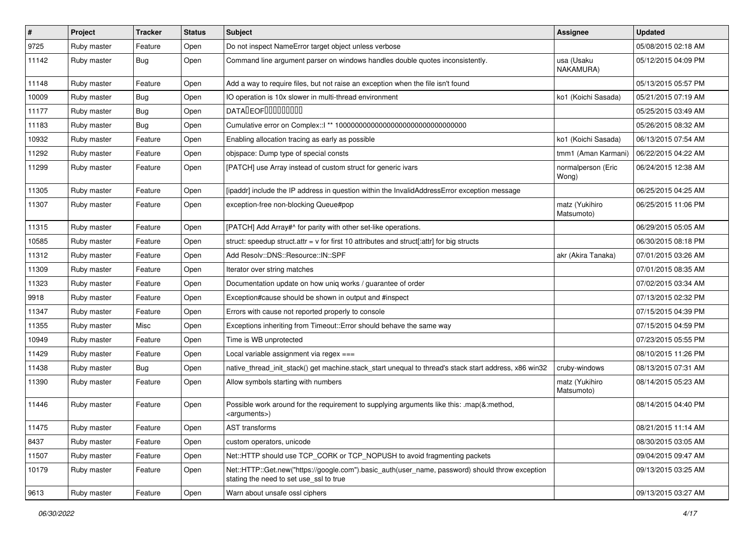| # | Project | Tracker | Status | Subject | Assignee | Updated |
|---|---|---|---|---|---|---|
| 9725 | Ruby master | Feature | Open | Do not inspect NameError target object unless verbose | | 05/08/2015 02:18 AM |
| 11142 | Ruby master | Bug | Open | Command line argument parser on windows handles double quotes inconsistently. | usa (Usaku NAKAMURA) | 05/12/2015 04:09 PM |
| 11148 | Ruby master | Feature | Open | Add a way to require files, but not raise an exception when the file isn't found | | 05/13/2015 05:57 PM |
| 10009 | Ruby master | Bug | Open | IO operation is 10x slower in multi-thread environment | ko1 (Koichi Sasada) | 05/21/2015 07:19 AM |
| 11177 | Ruby master | Bug | Open | DATA�EOF���������� | | 05/25/2015 03:49 AM |
| 11183 | Ruby master | Bug | Open | Cumulative error on Complex::I ** 100000000000000000000000000000000 | | 05/26/2015 08:32 AM |
| 10932 | Ruby master | Feature | Open | Enabling allocation tracing as early as possible | ko1 (Koichi Sasada) | 06/13/2015 07:54 AM |
| 11292 | Ruby master | Feature | Open | objspace: Dump type of special consts | tmm1 (Aman Karmani) | 06/22/2015 04:22 AM |
| 11299 | Ruby master | Feature | Open | [PATCH] use Array instead of custom struct for generic ivars | normalperson (Eric Wong) | 06/24/2015 12:38 AM |
| 11305 | Ruby master | Feature | Open | [ipaddr] include the IP address in question within the InvalidAddressError exception message | | 06/25/2015 04:25 AM |
| 11307 | Ruby master | Feature | Open | exception-free non-blocking Queue#pop | matz (Yukihiro Matsumoto) | 06/25/2015 11:06 PM |
| 11315 | Ruby master | Feature | Open | [PATCH] Add Array#^ for parity with other set-like operations. | | 06/29/2015 05:05 AM |
| 10585 | Ruby master | Feature | Open | struct: speedup struct.attr = v for first 10 attributes and struct[:attr] for big structs | | 06/30/2015 08:18 PM |
| 11312 | Ruby master | Feature | Open | Add Resolv::DNS::Resource::IN::SPF | akr (Akira Tanaka) | 07/01/2015 03:26 AM |
| 11309 | Ruby master | Feature | Open | Iterator over string matches | | 07/01/2015 08:35 AM |
| 11323 | Ruby master | Feature | Open | Documentation update on how uniq works / guarantee of order | | 07/02/2015 03:34 AM |
| 9918 | Ruby master | Feature | Open | Exception#cause should be shown in output and #inspect | | 07/13/2015 02:32 PM |
| 11347 | Ruby master | Feature | Open | Errors with cause not reported properly to console | | 07/15/2015 04:39 PM |
| 11355 | Ruby master | Misc | Open | Exceptions inheriting from Timeout::Error should behave the same way | | 07/15/2015 04:59 PM |
| 10949 | Ruby master | Feature | Open | Time is WB unprotected | | 07/23/2015 05:55 PM |
| 11429 | Ruby master | Feature | Open | Local variable assignment via regex === | | 08/10/2015 11:26 PM |
| 11438 | Ruby master | Bug | Open | native_thread_init_stack() get machine.stack_start unequal to thread's stack start address, x86 win32 | cruby-windows | 08/13/2015 07:31 AM |
| 11390 | Ruby master | Feature | Open | Allow symbols starting with numbers | matz (Yukihiro Matsumoto) | 08/14/2015 05:23 AM |
| 11446 | Ruby master | Feature | Open | Possible work around for the requirement to supplying arguments like this: .map(&:method, <arguments>) | | 08/14/2015 04:40 PM |
| 11475 | Ruby master | Feature | Open | AST transforms | | 08/21/2015 11:14 AM |
| 8437 | Ruby master | Feature | Open | custom operators, unicode | | 08/30/2015 03:05 AM |
| 11507 | Ruby master | Feature | Open | Net::HTTP should use TCP_CORK or TCP_NOPUSH to avoid fragmenting packets | | 09/04/2015 09:47 AM |
| 10179 | Ruby master | Feature | Open | Net::HTTP::Get.new("https://google.com").basic_auth(user_name, password) should throw exception stating the need to set use_ssl to true | | 09/13/2015 03:25 AM |
| 9613 | Ruby master | Feature | Open | Warn about unsafe ossl ciphers | | 09/13/2015 03:27 AM |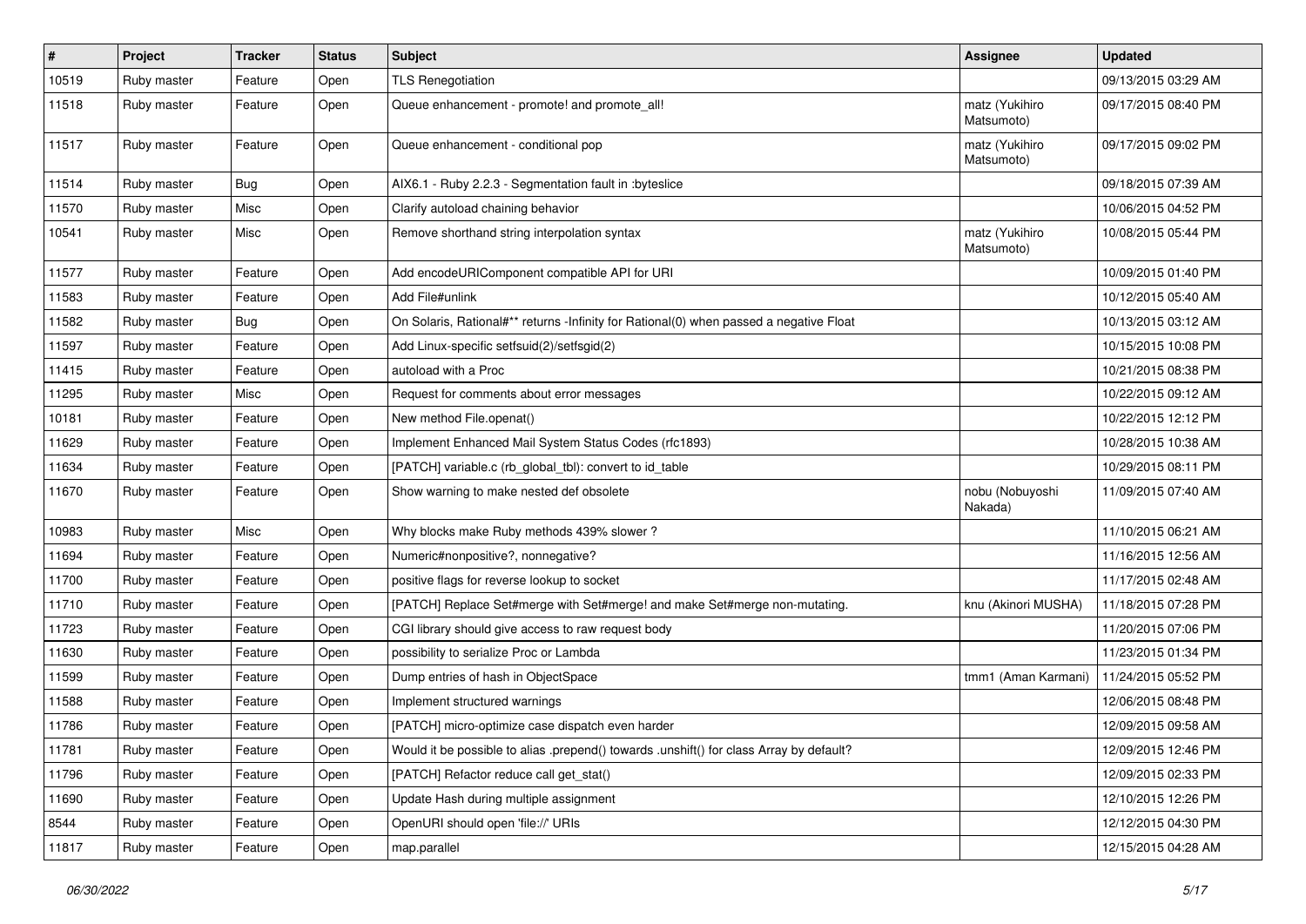| # | Project | Tracker | Status | Subject | Assignee | Updated |
|---|---|---|---|---|---|---|
| 10519 | Ruby master | Feature | Open | TLS Renegotiation | | 09/13/2015 03:29 AM |
| 11518 | Ruby master | Feature | Open | Queue enhancement - promote! and promote_all! | matz (Yukihiro Matsumoto) | 09/17/2015 08:40 PM |
| 11517 | Ruby master | Feature | Open | Queue enhancement - conditional pop | matz (Yukihiro Matsumoto) | 09/17/2015 09:02 PM |
| 11514 | Ruby master | Bug | Open | AIX6.1 - Ruby 2.2.3 - Segmentation fault in :byteslice | | 09/18/2015 07:39 AM |
| 11570 | Ruby master | Misc | Open | Clarify autoload chaining behavior | | 10/06/2015 04:52 PM |
| 10541 | Ruby master | Misc | Open | Remove shorthand string interpolation syntax | matz (Yukihiro Matsumoto) | 10/08/2015 05:44 PM |
| 11577 | Ruby master | Feature | Open | Add encodeURIComponent compatible API for URI | | 10/09/2015 01:40 PM |
| 11583 | Ruby master | Feature | Open | Add File#unlink | | 10/12/2015 05:40 AM |
| 11582 | Ruby master | Bug | Open | On Solaris, Rational#** returns -Infinity for Rational(0) when passed a negative Float | | 10/13/2015 03:12 AM |
| 11597 | Ruby master | Feature | Open | Add Linux-specific setfsuid(2)/setfsgid(2) | | 10/15/2015 10:08 PM |
| 11415 | Ruby master | Feature | Open | autoload with a Proc | | 10/21/2015 08:38 PM |
| 11295 | Ruby master | Misc | Open | Request for comments about error messages | | 10/22/2015 09:12 AM |
| 10181 | Ruby master | Feature | Open | New method File.openat() | | 10/22/2015 12:12 PM |
| 11629 | Ruby master | Feature | Open | Implement Enhanced Mail System Status Codes (rfc1893) | | 10/28/2015 10:38 AM |
| 11634 | Ruby master | Feature | Open | [PATCH] variable.c (rb_global_tbl): convert to id_table | | 10/29/2015 08:11 PM |
| 11670 | Ruby master | Feature | Open | Show warning to make nested def obsolete | nobu (Nobuyoshi Nakada) | 11/09/2015 07:40 AM |
| 10983 | Ruby master | Misc | Open | Why blocks make Ruby methods 439% slower ? | | 11/10/2015 06:21 AM |
| 11694 | Ruby master | Feature | Open | Numeric#nonpositive?, nonnegative? | | 11/16/2015 12:56 AM |
| 11700 | Ruby master | Feature | Open | positive flags for reverse lookup to socket | | 11/17/2015 02:48 AM |
| 11710 | Ruby master | Feature | Open | [PATCH] Replace Set#merge with Set#merge! and make Set#merge non-mutating. | knu (Akinori MUSHA) | 11/18/2015 07:28 PM |
| 11723 | Ruby master | Feature | Open | CGI library should give access to raw request body | | 11/20/2015 07:06 PM |
| 11630 | Ruby master | Feature | Open | possibility to serialize Proc or Lambda | | 11/23/2015 01:34 PM |
| 11599 | Ruby master | Feature | Open | Dump entries of hash in ObjectSpace | tmm1 (Aman Karmani) | 11/24/2015 05:52 PM |
| 11588 | Ruby master | Feature | Open | Implement structured warnings | | 12/06/2015 08:48 PM |
| 11786 | Ruby master | Feature | Open | [PATCH] micro-optimize case dispatch even harder | | 12/09/2015 09:58 AM |
| 11781 | Ruby master | Feature | Open | Would it be possible to alias .prepend() towards .unshift() for class Array by default? | | 12/09/2015 12:46 PM |
| 11796 | Ruby master | Feature | Open | [PATCH] Refactor reduce call get_stat() | | 12/09/2015 02:33 PM |
| 11690 | Ruby master | Feature | Open | Update Hash during multiple assignment | | 12/10/2015 12:26 PM |
| 8544 | Ruby master | Feature | Open | OpenURI should open 'file://' URIs | | 12/12/2015 04:30 PM |
| 11817 | Ruby master | Feature | Open | map.parallel | | 12/15/2015 04:28 AM |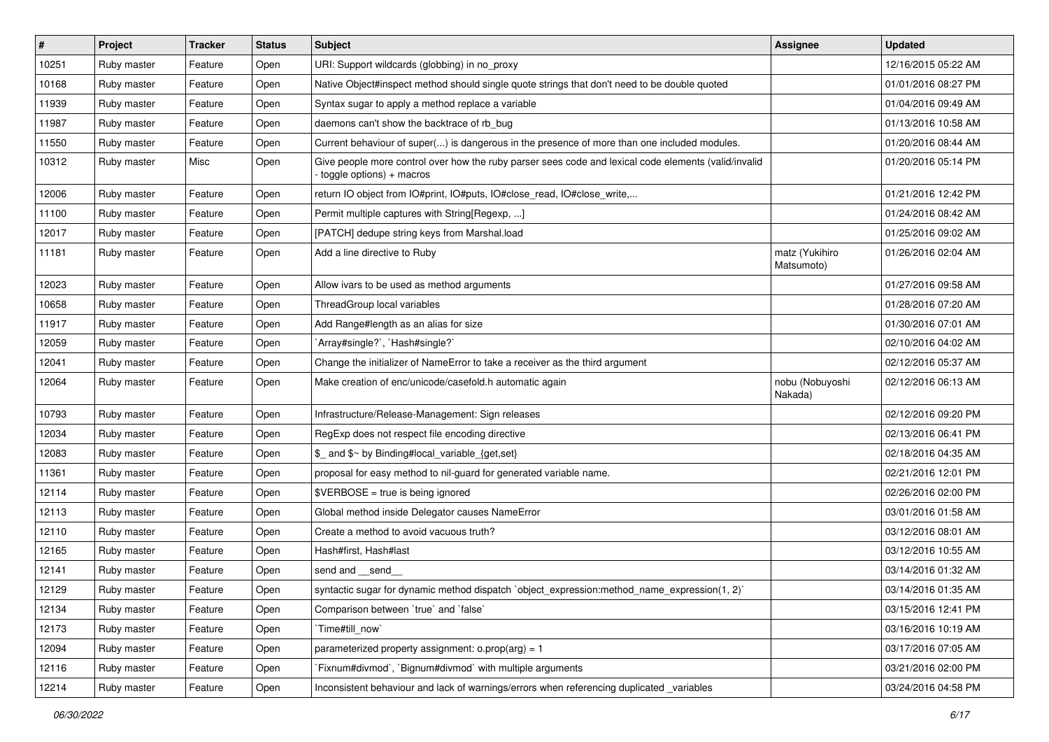| # | Project | Tracker | Status | Subject | Assignee | Updated |
|---|---|---|---|---|---|---|
| 10251 | Ruby master | Feature | Open | URI: Support wildcards (globbing) in no_proxy | | 12/16/2015 05:22 AM |
| 10168 | Ruby master | Feature | Open | Native Object#inspect method should single quote strings that don't need to be double quoted | | 01/01/2016 08:27 PM |
| 11939 | Ruby master | Feature | Open | Syntax sugar to apply a method replace a variable | | 01/04/2016 09:49 AM |
| 11987 | Ruby master | Feature | Open | daemons can't show the backtrace of rb_bug | | 01/13/2016 10:58 AM |
| 11550 | Ruby master | Feature | Open | Current behaviour of super(...) is dangerous in the presence of more than one included modules. | | 01/20/2016 08:44 AM |
| 10312 | Ruby master | Misc | Open | Give people more control over how the ruby parser sees code and lexical code elements (valid/invalid - toggle options) + macros | | 01/20/2016 05:14 PM |
| 12006 | Ruby master | Feature | Open | return IO object from IO#print, IO#puts, IO#close_read, IO#close_write,... | | 01/21/2016 12:42 PM |
| 11100 | Ruby master | Feature | Open | Permit multiple captures with String[Regexp, ...] | | 01/24/2016 08:42 AM |
| 12017 | Ruby master | Feature | Open | [PATCH] dedupe string keys from Marshal.load | | 01/25/2016 09:02 AM |
| 11181 | Ruby master | Feature | Open | Add a line directive to Ruby | matz (Yukihiro Matsumoto) | 01/26/2016 02:04 AM |
| 12023 | Ruby master | Feature | Open | Allow ivars to be used as method arguments | | 01/27/2016 09:58 AM |
| 10658 | Ruby master | Feature | Open | ThreadGroup local variables | | 01/28/2016 07:20 AM |
| 11917 | Ruby master | Feature | Open | Add Range#length as an alias for size | | 01/30/2016 07:01 AM |
| 12059 | Ruby master | Feature | Open | `Array#single?`, `Hash#single?` | | 02/10/2016 04:02 AM |
| 12041 | Ruby master | Feature | Open | Change the initializer of NameError to take a receiver as the third argument | | 02/12/2016 05:37 AM |
| 12064 | Ruby master | Feature | Open | Make creation of enc/unicode/casefold.h automatic again | nobu (Nobuyoshi Nakada) | 02/12/2016 06:13 AM |
| 10793 | Ruby master | Feature | Open | Infrastructure/Release-Management: Sign releases | | 02/12/2016 09:20 PM |
| 12034 | Ruby master | Feature | Open | RegExp does not respect file encoding directive | | 02/13/2016 06:41 PM |
| 12083 | Ruby master | Feature | Open | $_ and $~ by Binding#local_variable_{get,set} | | 02/18/2016 04:35 AM |
| 11361 | Ruby master | Feature | Open | proposal for easy method to nil-guard for generated variable name. | | 02/21/2016 12:01 PM |
| 12114 | Ruby master | Feature | Open | $VERBOSE = true is being ignored | | 02/26/2016 02:00 PM |
| 12113 | Ruby master | Feature | Open | Global method inside Delegator causes NameError | | 03/01/2016 01:58 AM |
| 12110 | Ruby master | Feature | Open | Create a method to avoid vacuous truth? | | 03/12/2016 08:01 AM |
| 12165 | Ruby master | Feature | Open | Hash#first, Hash#last | | 03/12/2016 10:55 AM |
| 12141 | Ruby master | Feature | Open | send and __send__ | | 03/14/2016 01:32 AM |
| 12129 | Ruby master | Feature | Open | syntactic sugar for dynamic method dispatch `object_expression:method_name_expression(1, 2)` | | 03/14/2016 01:35 AM |
| 12134 | Ruby master | Feature | Open | Comparison between `true` and `false` | | 03/15/2016 12:41 PM |
| 12173 | Ruby master | Feature | Open | `Time#till_now` | | 03/16/2016 10:19 AM |
| 12094 | Ruby master | Feature | Open | parameterized property assignment: o.prop(arg) = 1 | | 03/17/2016 07:05 AM |
| 12116 | Ruby master | Feature | Open | `Fixnum#divmod`, `Bignum#divmod` with multiple arguments | | 03/21/2016 02:00 PM |
| 12214 | Ruby master | Feature | Open | Inconsistent behaviour and lack of warnings/errors when referencing duplicated _variables | | 03/24/2016 04:58 PM |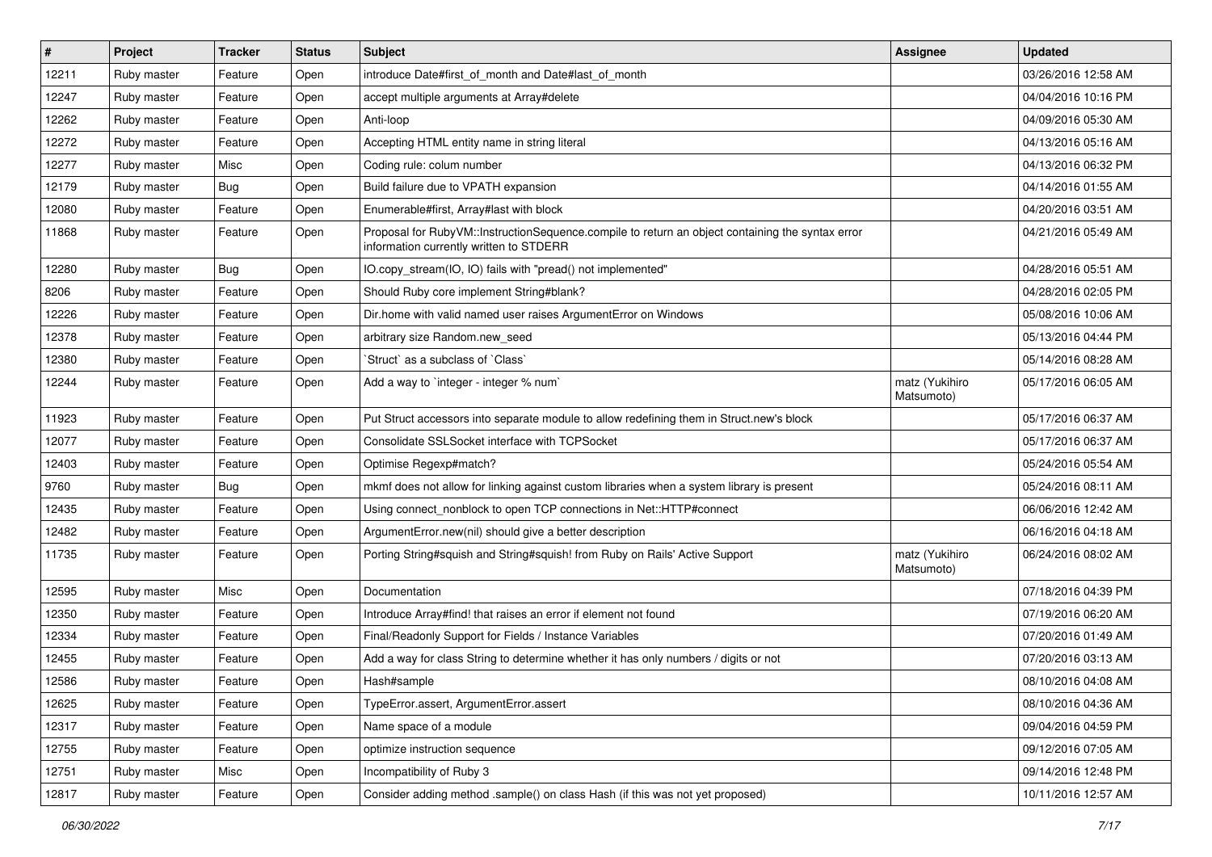| # | Project | Tracker | Status | Subject | Assignee | Updated |
|---|---|---|---|---|---|---|
| 12211 | Ruby master | Feature | Open | introduce Date#first_of_month and Date#last_of_month | | 03/26/2016 12:58 AM |
| 12247 | Ruby master | Feature | Open | accept multiple arguments at Array#delete | | 04/04/2016 10:16 PM |
| 12262 | Ruby master | Feature | Open | Anti-loop | | 04/09/2016 05:30 AM |
| 12272 | Ruby master | Feature | Open | Accepting HTML entity name in string literal | | 04/13/2016 05:16 AM |
| 12277 | Ruby master | Misc | Open | Coding rule: colum number | | 04/13/2016 06:32 PM |
| 12179 | Ruby master | Bug | Open | Build failure due to VPATH expansion | | 04/14/2016 01:55 AM |
| 12080 | Ruby master | Feature | Open | Enumerable#first, Array#last with block | | 04/20/2016 03:51 AM |
| 11868 | Ruby master | Feature | Open | Proposal for RubyVM::InstructionSequence.compile to return an object containing the syntax error information currently written to STDERR | | 04/21/2016 05:49 AM |
| 12280 | Ruby master | Bug | Open | IO.copy_stream(IO, IO) fails with "pread() not implemented" | | 04/28/2016 05:51 AM |
| 8206 | Ruby master | Feature | Open | Should Ruby core implement String#blank? | | 04/28/2016 02:05 PM |
| 12226 | Ruby master | Feature | Open | Dir.home with valid named user raises ArgumentError on Windows | | 05/08/2016 10:06 AM |
| 12378 | Ruby master | Feature | Open | arbitrary size Random.new_seed | | 05/13/2016 04:44 PM |
| 12380 | Ruby master | Feature | Open | `Struct` as a subclass of `Class` | | 05/14/2016 08:28 AM |
| 12244 | Ruby master | Feature | Open | Add a way to `integer - integer % num` | matz (Yukihiro Matsumoto) | 05/17/2016 06:05 AM |
| 11923 | Ruby master | Feature | Open | Put Struct accessors into separate module to allow redefining them in Struct.new's block | | 05/17/2016 06:37 AM |
| 12077 | Ruby master | Feature | Open | Consolidate SSLSocket interface with TCPSocket | | 05/17/2016 06:37 AM |
| 12403 | Ruby master | Feature | Open | Optimise Regexp#match? | | 05/24/2016 05:54 AM |
| 9760 | Ruby master | Bug | Open | mkmf does not allow for linking against custom libraries when a system library is present | | 05/24/2016 08:11 AM |
| 12435 | Ruby master | Feature | Open | Using connect_nonblock to open TCP connections in Net::HTTP#connect | | 06/06/2016 12:42 AM |
| 12482 | Ruby master | Feature | Open | ArgumentError.new(nil) should give a better description | | 06/16/2016 04:18 AM |
| 11735 | Ruby master | Feature | Open | Porting String#squish and String#squish! from Ruby on Rails' Active Support | matz (Yukihiro Matsumoto) | 06/24/2016 08:02 AM |
| 12595 | Ruby master | Misc | Open | Documentation | | 07/18/2016 04:39 PM |
| 12350 | Ruby master | Feature | Open | Introduce Array#find! that raises an error if element not found | | 07/19/2016 06:20 AM |
| 12334 | Ruby master | Feature | Open | Final/Readonly Support for Fields / Instance Variables | | 07/20/2016 01:49 AM |
| 12455 | Ruby master | Feature | Open | Add a way for class String to determine whether it has only numbers / digits or not | | 07/20/2016 03:13 AM |
| 12586 | Ruby master | Feature | Open | Hash#sample | | 08/10/2016 04:08 AM |
| 12625 | Ruby master | Feature | Open | TypeError.assert, ArgumentError.assert | | 08/10/2016 04:36 AM |
| 12317 | Ruby master | Feature | Open | Name space of a module | | 09/04/2016 04:59 PM |
| 12755 | Ruby master | Feature | Open | optimize instruction sequence | | 09/12/2016 07:05 AM |
| 12751 | Ruby master | Misc | Open | Incompatibility of Ruby 3 | | 09/14/2016 12:48 PM |
| 12817 | Ruby master | Feature | Open | Consider adding method .sample() on class Hash (if this was not yet proposed) | | 10/11/2016 12:57 AM |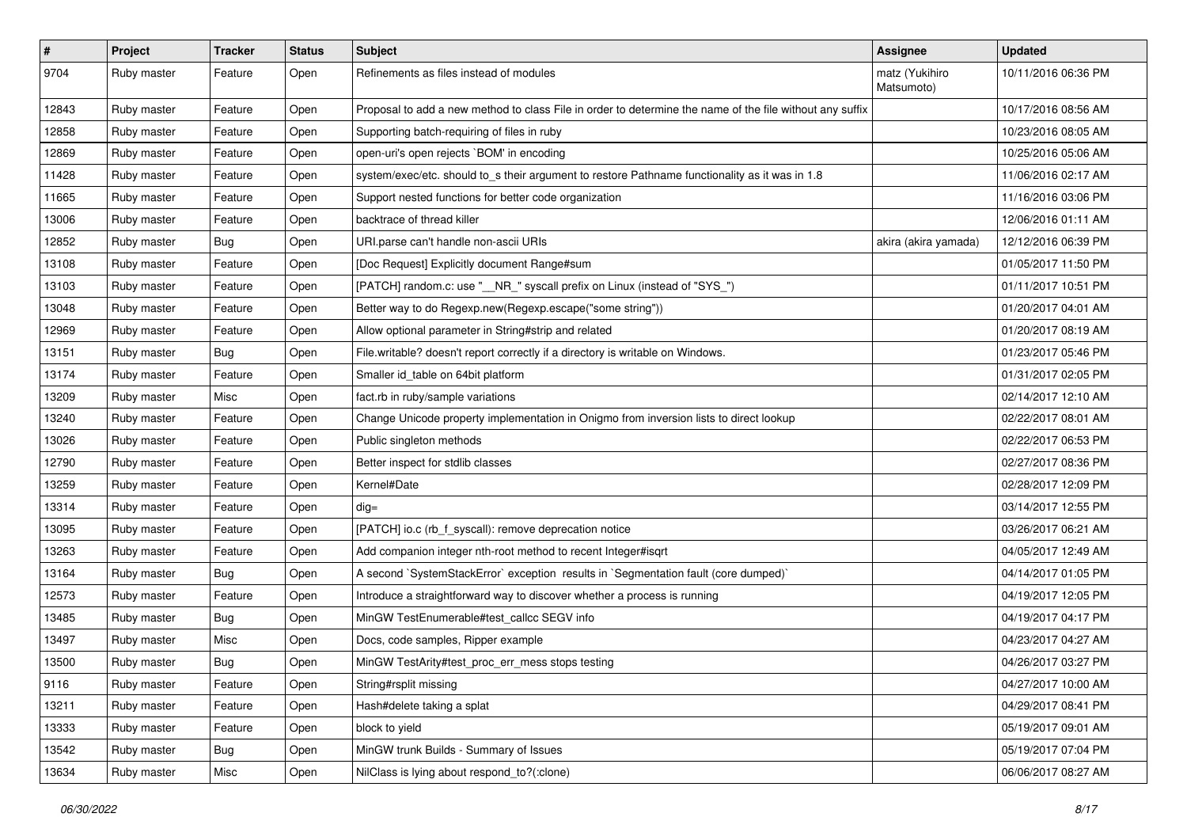| # | Project | Tracker | Status | Subject | Assignee | Updated |
|---|---|---|---|---|---|---|
| 9704 | Ruby master | Feature | Open | Refinements as files instead of modules | matz (Yukihiro Matsumoto) | 10/11/2016 06:36 PM |
| 12843 | Ruby master | Feature | Open | Proposal to add a new method to class File in order to determine the name of the file without any suffix | | 10/17/2016 08:56 AM |
| 12858 | Ruby master | Feature | Open | Supporting batch-requiring of files in ruby | | 10/23/2016 08:05 AM |
| 12869 | Ruby master | Feature | Open | open-uri's open rejects `BOM' in encoding | | 10/25/2016 05:06 AM |
| 11428 | Ruby master | Feature | Open | system/exec/etc. should to_s their argument to restore Pathname functionality as it was in 1.8 | | 11/06/2016 02:17 AM |
| 11665 | Ruby master | Feature | Open | Support nested functions for better code organization | | 11/16/2016 03:06 PM |
| 13006 | Ruby master | Feature | Open | backtrace of thread killer | | 12/06/2016 01:11 AM |
| 12852 | Ruby master | Bug | Open | URI.parse can't handle non-ascii URIs | akira (akira yamada) | 12/12/2016 06:39 PM |
| 13108 | Ruby master | Feature | Open | [Doc Request] Explicitly document Range#sum | | 01/05/2017 11:50 PM |
| 13103 | Ruby master | Feature | Open | [PATCH] random.c: use "__NR_" syscall prefix on Linux (instead of "SYS_") | | 01/11/2017 10:51 PM |
| 13048 | Ruby master | Feature | Open | Better way to do Regexp.new(Regexp.escape("some string")) | | 01/20/2017 04:01 AM |
| 12969 | Ruby master | Feature | Open | Allow optional parameter in String#strip and related | | 01/20/2017 08:19 AM |
| 13151 | Ruby master | Bug | Open | File.writable? doesn't report correctly if a directory is writable on Windows. | | 01/23/2017 05:46 PM |
| 13174 | Ruby master | Feature | Open | Smaller id_table on 64bit platform | | 01/31/2017 02:05 PM |
| 13209 | Ruby master | Misc | Open | fact.rb in ruby/sample variations | | 02/14/2017 12:10 AM |
| 13240 | Ruby master | Feature | Open | Change Unicode property implementation in Onigmo from inversion lists to direct lookup | | 02/22/2017 08:01 AM |
| 13026 | Ruby master | Feature | Open | Public singleton methods | | 02/22/2017 06:53 PM |
| 12790 | Ruby master | Feature | Open | Better inspect for stdlib classes | | 02/27/2017 08:36 PM |
| 13259 | Ruby master | Feature | Open | Kernel#Date | | 02/28/2017 12:09 PM |
| 13314 | Ruby master | Feature | Open | dig= | | 03/14/2017 12:55 PM |
| 13095 | Ruby master | Feature | Open | [PATCH] io.c (rb_f_syscall): remove deprecation notice | | 03/26/2017 06:21 AM |
| 13263 | Ruby master | Feature | Open | Add companion integer nth-root method to recent Integer#isqrt | | 04/05/2017 12:49 AM |
| 13164 | Ruby master | Bug | Open | A second `SystemStackError` exception results in `Segmentation fault (core dumped)` | | 04/14/2017 01:05 PM |
| 12573 | Ruby master | Feature | Open | Introduce a straightforward way to discover whether a process is running | | 04/19/2017 12:05 PM |
| 13485 | Ruby master | Bug | Open | MinGW TestEnumerable#test_callcc SEGV info | | 04/19/2017 04:17 PM |
| 13497 | Ruby master | Misc | Open | Docs, code samples, Ripper example | | 04/23/2017 04:27 AM |
| 13500 | Ruby master | Bug | Open | MinGW TestArity#test_proc_err_mess stops testing | | 04/26/2017 03:27 PM |
| 9116 | Ruby master | Feature | Open | String#rsplit missing | | 04/27/2017 10:00 AM |
| 13211 | Ruby master | Feature | Open | Hash#delete taking a splat | | 04/29/2017 08:41 PM |
| 13333 | Ruby master | Feature | Open | block to yield | | 05/19/2017 09:01 AM |
| 13542 | Ruby master | Bug | Open | MinGW trunk Builds - Summary of Issues | | 05/19/2017 07:04 PM |
| 13634 | Ruby master | Misc | Open | NilClass is lying about respond_to?(:clone) | | 06/06/2017 08:27 AM |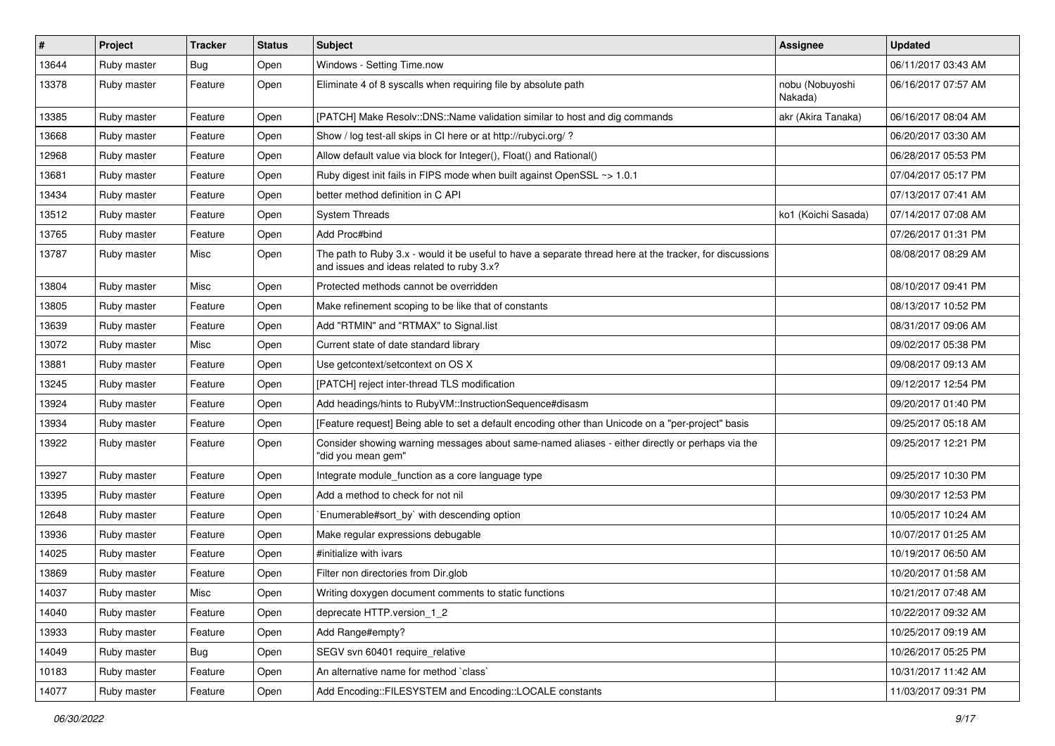| # | Project | Tracker | Status | Subject | Assignee | Updated |
|---|---|---|---|---|---|---|
| 13644 | Ruby master | Bug | Open | Windows - Setting Time.now | | 06/11/2017 03:43 AM |
| 13378 | Ruby master | Feature | Open | Eliminate 4 of 8 syscalls when requiring file by absolute path | nobu (Nobuyoshi Nakada) | 06/16/2017 07:57 AM |
| 13385 | Ruby master | Feature | Open | [PATCH] Make Resolv::DNS::Name validation similar to host and dig commands | akr (Akira Tanaka) | 06/16/2017 08:04 AM |
| 13668 | Ruby master | Feature | Open | Show / log test-all skips in CI here or at http://rubyci.org/ ? | | 06/20/2017 03:30 AM |
| 12968 | Ruby master | Feature | Open | Allow default value via block for Integer(), Float() and Rational() | | 06/28/2017 05:53 PM |
| 13681 | Ruby master | Feature | Open | Ruby digest init fails in FIPS mode when built against OpenSSL ~> 1.0.1 | | 07/04/2017 05:17 PM |
| 13434 | Ruby master | Feature | Open | better method definition in C API | | 07/13/2017 07:41 AM |
| 13512 | Ruby master | Feature | Open | System Threads | ko1 (Koichi Sasada) | 07/14/2017 07:08 AM |
| 13765 | Ruby master | Feature | Open | Add Proc#bind | | 07/26/2017 01:31 PM |
| 13787 | Ruby master | Misc | Open | The path to Ruby 3.x - would it be useful to have a separate thread here at the tracker, for discussions and issues and ideas related to ruby 3.x? | | 08/08/2017 08:29 AM |
| 13804 | Ruby master | Misc | Open | Protected methods cannot be overridden | | 08/10/2017 09:41 PM |
| 13805 | Ruby master | Feature | Open | Make refinement scoping to be like that of constants | | 08/13/2017 10:52 PM |
| 13639 | Ruby master | Feature | Open | Add "RTMIN" and "RTMAX" to Signal.list | | 08/31/2017 09:06 AM |
| 13072 | Ruby master | Misc | Open | Current state of date standard library | | 09/02/2017 05:38 PM |
| 13881 | Ruby master | Feature | Open | Use getcontext/setcontext on OS X | | 09/08/2017 09:13 AM |
| 13245 | Ruby master | Feature | Open | [PATCH] reject inter-thread TLS modification | | 09/12/2017 12:54 PM |
| 13924 | Ruby master | Feature | Open | Add headings/hints to RubyVM::InstructionSequence#disasm | | 09/20/2017 01:40 PM |
| 13934 | Ruby master | Feature | Open | [Feature request] Being able to set a default encoding other than Unicode on a "per-project" basis | | 09/25/2017 05:18 AM |
| 13922 | Ruby master | Feature | Open | Consider showing warning messages about same-named aliases - either directly or perhaps via the "did you mean gem" | | 09/25/2017 12:21 PM |
| 13927 | Ruby master | Feature | Open | Integrate module_function as a core language type | | 09/25/2017 10:30 PM |
| 13395 | Ruby master | Feature | Open | Add a method to check for not nil | | 09/30/2017 12:53 PM |
| 12648 | Ruby master | Feature | Open | `Enumerable#sort_by` with descending option | | 10/05/2017 10:24 AM |
| 13936 | Ruby master | Feature | Open | Make regular expressions debugable | | 10/07/2017 01:25 AM |
| 14025 | Ruby master | Feature | Open | #initialize with ivars | | 10/19/2017 06:50 AM |
| 13869 | Ruby master | Feature | Open | Filter non directories from Dir.glob | | 10/20/2017 01:58 AM |
| 14037 | Ruby master | Misc | Open | Writing doxygen document comments to static functions | | 10/21/2017 07:48 AM |
| 14040 | Ruby master | Feature | Open | deprecate HTTP.version_1_2 | | 10/22/2017 09:32 AM |
| 13933 | Ruby master | Feature | Open | Add Range#empty? | | 10/25/2017 09:19 AM |
| 14049 | Ruby master | Bug | Open | SEGV svn 60401 require_relative | | 10/26/2017 05:25 PM |
| 10183 | Ruby master | Feature | Open | An alternative name for method `class` | | 10/31/2017 11:42 AM |
| 14077 | Ruby master | Feature | Open | Add Encoding::FILESYSTEM and Encoding::LOCALE constants | | 11/03/2017 09:31 PM |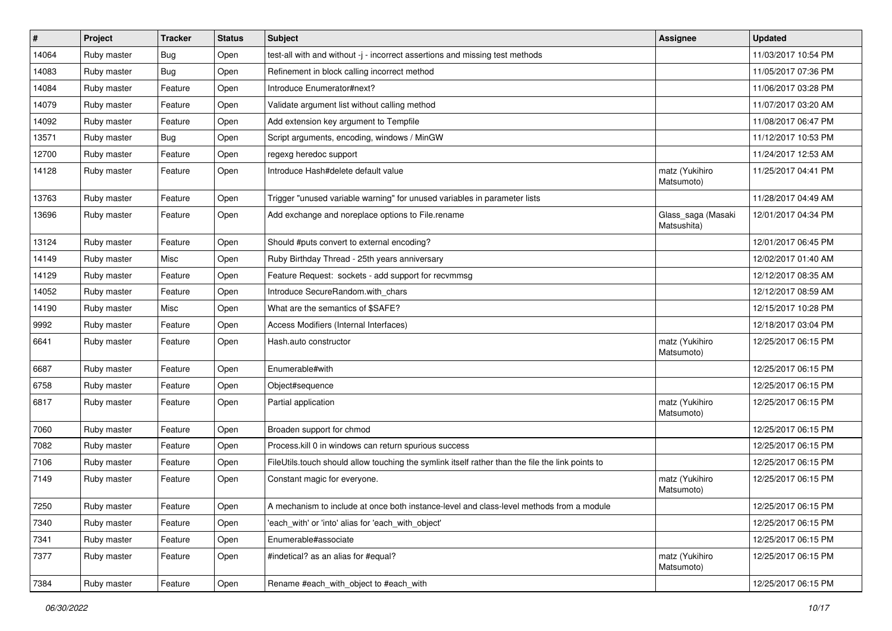| # | Project | Tracker | Status | Subject | Assignee | Updated |
|---|---|---|---|---|---|---|
| 14064 | Ruby master | Bug | Open | test-all with and without -j - incorrect assertions and missing test methods | | 11/03/2017 10:54 PM |
| 14083 | Ruby master | Bug | Open | Refinement in block calling incorrect method | | 11/05/2017 07:36 PM |
| 14084 | Ruby master | Feature | Open | Introduce Enumerator#next? | | 11/06/2017 03:28 PM |
| 14079 | Ruby master | Feature | Open | Validate argument list without calling method | | 11/07/2017 03:20 AM |
| 14092 | Ruby master | Feature | Open | Add extension key argument to Tempfile | | 11/08/2017 06:47 PM |
| 13571 | Ruby master | Bug | Open | Script arguments, encoding, windows / MinGW | | 11/12/2017 10:53 PM |
| 12700 | Ruby master | Feature | Open | regexg heredoc support | | 11/24/2017 12:53 AM |
| 14128 | Ruby master | Feature | Open | Introduce Hash#delete default value | matz (Yukihiro Matsumoto) | 11/25/2017 04:41 PM |
| 13763 | Ruby master | Feature | Open | Trigger "unused variable warning" for unused variables in parameter lists | | 11/28/2017 04:49 AM |
| 13696 | Ruby master | Feature | Open | Add exchange and noreplace options to File.rename | Glass_saga (Masaki Matsushita) | 12/01/2017 04:34 PM |
| 13124 | Ruby master | Feature | Open | Should #puts convert to external encoding? | | 12/01/2017 06:45 PM |
| 14149 | Ruby master | Misc | Open | Ruby Birthday Thread - 25th years anniversary | | 12/02/2017 01:40 AM |
| 14129 | Ruby master | Feature | Open | Feature Request: sockets - add support for recvmmsg | | 12/12/2017 08:35 AM |
| 14052 | Ruby master | Feature | Open | Introduce SecureRandom.with_chars | | 12/12/2017 08:59 AM |
| 14190 | Ruby master | Misc | Open | What are the semantics of $SAFE? | | 12/15/2017 10:28 PM |
| 9992 | Ruby master | Feature | Open | Access Modifiers (Internal Interfaces) | | 12/18/2017 03:04 PM |
| 6641 | Ruby master | Feature | Open | Hash.auto constructor | matz (Yukihiro Matsumoto) | 12/25/2017 06:15 PM |
| 6687 | Ruby master | Feature | Open | Enumerable#with | | 12/25/2017 06:15 PM |
| 6758 | Ruby master | Feature | Open | Object#sequence | | 12/25/2017 06:15 PM |
| 6817 | Ruby master | Feature | Open | Partial application | matz (Yukihiro Matsumoto) | 12/25/2017 06:15 PM |
| 7060 | Ruby master | Feature | Open | Broaden support for chmod | | 12/25/2017 06:15 PM |
| 7082 | Ruby master | Feature | Open | Process.kill 0 in windows can return spurious success | | 12/25/2017 06:15 PM |
| 7106 | Ruby master | Feature | Open | FileUtils.touch should allow touching the symlink itself rather than the file the link points to | | 12/25/2017 06:15 PM |
| 7149 | Ruby master | Feature | Open | Constant magic for everyone. | matz (Yukihiro Matsumoto) | 12/25/2017 06:15 PM |
| 7250 | Ruby master | Feature | Open | A mechanism to include at once both instance-level and class-level methods from a module | | 12/25/2017 06:15 PM |
| 7340 | Ruby master | Feature | Open | 'each_with' or 'into' alias for 'each_with_object' | | 12/25/2017 06:15 PM |
| 7341 | Ruby master | Feature | Open | Enumerable#associate | | 12/25/2017 06:15 PM |
| 7377 | Ruby master | Feature | Open | #indetical? as an alias for #equal? | matz (Yukihiro Matsumoto) | 12/25/2017 06:15 PM |
| 7384 | Ruby master | Feature | Open | Rename #each_with_object to #each_with | | 12/25/2017 06:15 PM |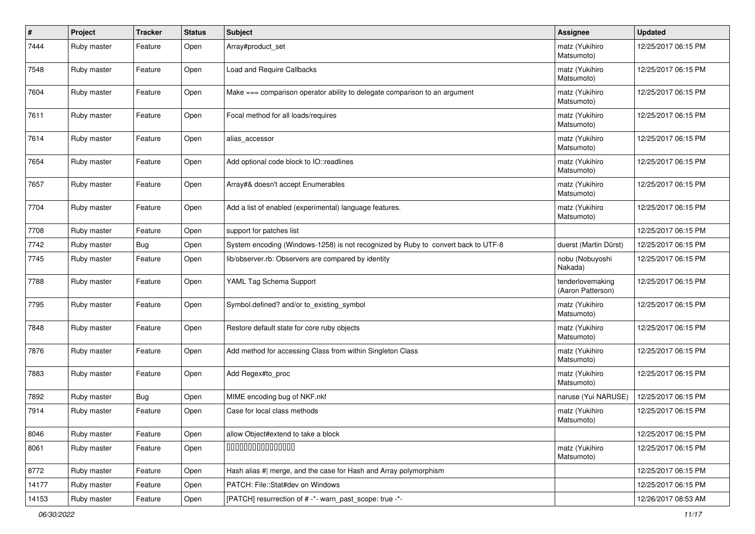| # | Project | Tracker | Status | Subject | Assignee | Updated |
|---|---|---|---|---|---|---|
| 7444 | Ruby master | Feature | Open | Array#product_set | matz (Yukihiro Matsumoto) | 12/25/2017 06:15 PM |
| 7548 | Ruby master | Feature | Open | Load and Require Callbacks | matz (Yukihiro Matsumoto) | 12/25/2017 06:15 PM |
| 7604 | Ruby master | Feature | Open | Make === comparison operator ability to delegate comparison to an argument | matz (Yukihiro Matsumoto) | 12/25/2017 06:15 PM |
| 7611 | Ruby master | Feature | Open | Focal method for all loads/requires | matz (Yukihiro Matsumoto) | 12/25/2017 06:15 PM |
| 7614 | Ruby master | Feature | Open | alias_accessor | matz (Yukihiro Matsumoto) | 12/25/2017 06:15 PM |
| 7654 | Ruby master | Feature | Open | Add optional code block to IO::readlines | matz (Yukihiro Matsumoto) | 12/25/2017 06:15 PM |
| 7657 | Ruby master | Feature | Open | Array#& doesn't accept Enumerables | matz (Yukihiro Matsumoto) | 12/25/2017 06:15 PM |
| 7704 | Ruby master | Feature | Open | Add a list of enabled (experimental) language features. | matz (Yukihiro Matsumoto) | 12/25/2017 06:15 PM |
| 7708 | Ruby master | Feature | Open | support for patches list | | 12/25/2017 06:15 PM |
| 7742 | Ruby master | Bug | Open | System encoding (Windows-1258) is not recognized by Ruby to convert back to UTF-8 | duerst (Martin Dürst) | 12/25/2017 06:15 PM |
| 7745 | Ruby master | Feature | Open | lib/observer.rb: Observers are compared by identity | nobu (Nobuyoshi Nakada) | 12/25/2017 06:15 PM |
| 7788 | Ruby master | Feature | Open | YAML Tag Schema Support | tenderlovemaking (Aaron Patterson) | 12/25/2017 06:15 PM |
| 7795 | Ruby master | Feature | Open | Symbol.defined? and/or to_existing_symbol | matz (Yukihiro Matsumoto) | 12/25/2017 06:15 PM |
| 7848 | Ruby master | Feature | Open | Restore default state for core ruby objects | matz (Yukihiro Matsumoto) | 12/25/2017 06:15 PM |
| 7876 | Ruby master | Feature | Open | Add method for accessing Class from within Singleton Class | matz (Yukihiro Matsumoto) | 12/25/2017 06:15 PM |
| 7883 | Ruby master | Feature | Open | Add Regex#to_proc | matz (Yukihiro Matsumoto) | 12/25/2017 06:15 PM |
| 7892 | Ruby master | Bug | Open | MIME encoding bug of NKF.nkf | naruse (Yui NARUSE) | 12/25/2017 06:15 PM |
| 7914 | Ruby master | Feature | Open | Case for local class methods | matz (Yukihiro Matsumoto) | 12/25/2017 06:15 PM |
| 8046 | Ruby master | Feature | Open | allow Object#extend to take a block | | 12/25/2017 06:15 PM |
| 8061 | Ruby master | Feature | Open | 0000000000000000 | matz (Yukihiro Matsumoto) | 12/25/2017 06:15 PM |
| 8772 | Ruby master | Feature | Open | Hash alias #\| merge, and the case for Hash and Array polymorphism | | 12/25/2017 06:15 PM |
| 14177 | Ruby master | Feature | Open | PATCH: File::Stat#dev on Windows | | 12/25/2017 06:15 PM |
| 14153 | Ruby master | Feature | Open | [PATCH] resurrection of # -*- warn_past_scope: true -*- | | 12/26/2017 08:53 AM |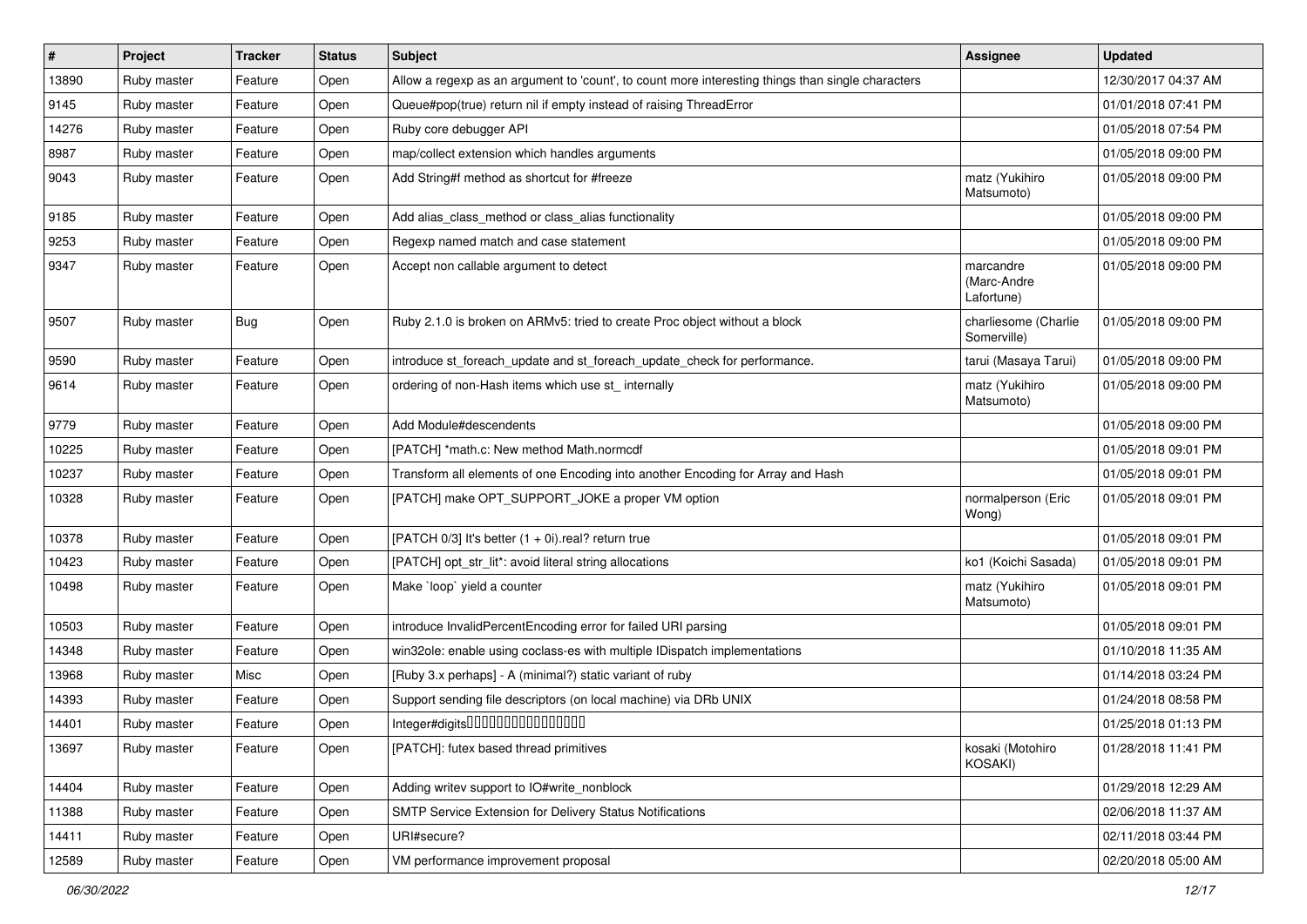| # | Project | Tracker | Status | Subject | Assignee | Updated |
|---|---|---|---|---|---|---|
| 13890 | Ruby master | Feature | Open | Allow a regexp as an argument to 'count', to count more interesting things than single characters | | 12/30/2017 04:37 AM |
| 9145 | Ruby master | Feature | Open | Queue#pop(true) return nil if empty instead of raising ThreadError | | 01/01/2018 07:41 PM |
| 14276 | Ruby master | Feature | Open | Ruby core debugger API | | 01/05/2018 07:54 PM |
| 8987 | Ruby master | Feature | Open | map/collect extension which handles arguments | | 01/05/2018 09:00 PM |
| 9043 | Ruby master | Feature | Open | Add String#f method as shortcut for #freeze | matz (Yukihiro Matsumoto) | 01/05/2018 09:00 PM |
| 9185 | Ruby master | Feature | Open | Add alias_class_method or class_alias functionality | | 01/05/2018 09:00 PM |
| 9253 | Ruby master | Feature | Open | Regexp named match and case statement | | 01/05/2018 09:00 PM |
| 9347 | Ruby master | Feature | Open | Accept non callable argument to detect | marcandre (Marc-Andre Lafortune) | 01/05/2018 09:00 PM |
| 9507 | Ruby master | Bug | Open | Ruby 2.1.0 is broken on ARMv5: tried to create Proc object without a block | charliesome (Charlie Somerville) | 01/05/2018 09:00 PM |
| 9590 | Ruby master | Feature | Open | introduce st_foreach_update and st_foreach_update_check for performance. | tarui (Masaya Tarui) | 01/05/2018 09:00 PM |
| 9614 | Ruby master | Feature | Open | ordering of non-Hash items which use st_ internally | matz (Yukihiro Matsumoto) | 01/05/2018 09:00 PM |
| 9779 | Ruby master | Feature | Open | Add Module#descendents | | 01/05/2018 09:00 PM |
| 10225 | Ruby master | Feature | Open | [PATCH] *math.c: New method Math.normcdf | | 01/05/2018 09:01 PM |
| 10237 | Ruby master | Feature | Open | Transform all elements of one Encoding into another Encoding for Array and Hash | | 01/05/2018 09:01 PM |
| 10328 | Ruby master | Feature | Open | [PATCH] make OPT_SUPPORT_JOKE a proper VM option | normalperson (Eric Wong) | 01/05/2018 09:01 PM |
| 10378 | Ruby master | Feature | Open | [PATCH 0/3] It's better (1 + 0i).real? return true | | 01/05/2018 09:01 PM |
| 10423 | Ruby master | Feature | Open | [PATCH] opt_str_lit*: avoid literal string allocations | ko1 (Koichi Sasada) | 01/05/2018 09:01 PM |
| 10498 | Ruby master | Feature | Open | Make `loop` yield a counter | matz (Yukihiro Matsumoto) | 01/05/2018 09:01 PM |
| 10503 | Ruby master | Feature | Open | introduce InvalidPercentEncoding error for failed URI parsing | | 01/05/2018 09:01 PM |
| 14348 | Ruby master | Feature | Open | win32ole: enable using coclass-es with multiple IDispatch implementations | | 01/10/2018 11:35 AM |
| 13968 | Ruby master | Misc | Open | [Ruby 3.x perhaps] - A (minimal?) static variant of ruby | | 01/14/2018 03:24 PM |
| 14393 | Ruby master | Feature | Open | Support sending file descriptors (on local machine) via DRb UNIX | | 01/24/2018 08:58 PM |
| 14401 | Ruby master | Feature | Open | Integer#digits���������������� | | 01/25/2018 01:13 PM |
| 13697 | Ruby master | Feature | Open | [PATCH]: futex based thread primitives | kosaki (Motohiro KOSAKI) | 01/28/2018 11:41 PM |
| 14404 | Ruby master | Feature | Open | Adding writev support to IO#write_nonblock | | 01/29/2018 12:29 AM |
| 11388 | Ruby master | Feature | Open | SMTP Service Extension for Delivery Status Notifications | | 02/06/2018 11:37 AM |
| 14411 | Ruby master | Feature | Open | URI#secure? | | 02/11/2018 03:44 PM |
| 12589 | Ruby master | Feature | Open | VM performance improvement proposal | | 02/20/2018 05:00 AM |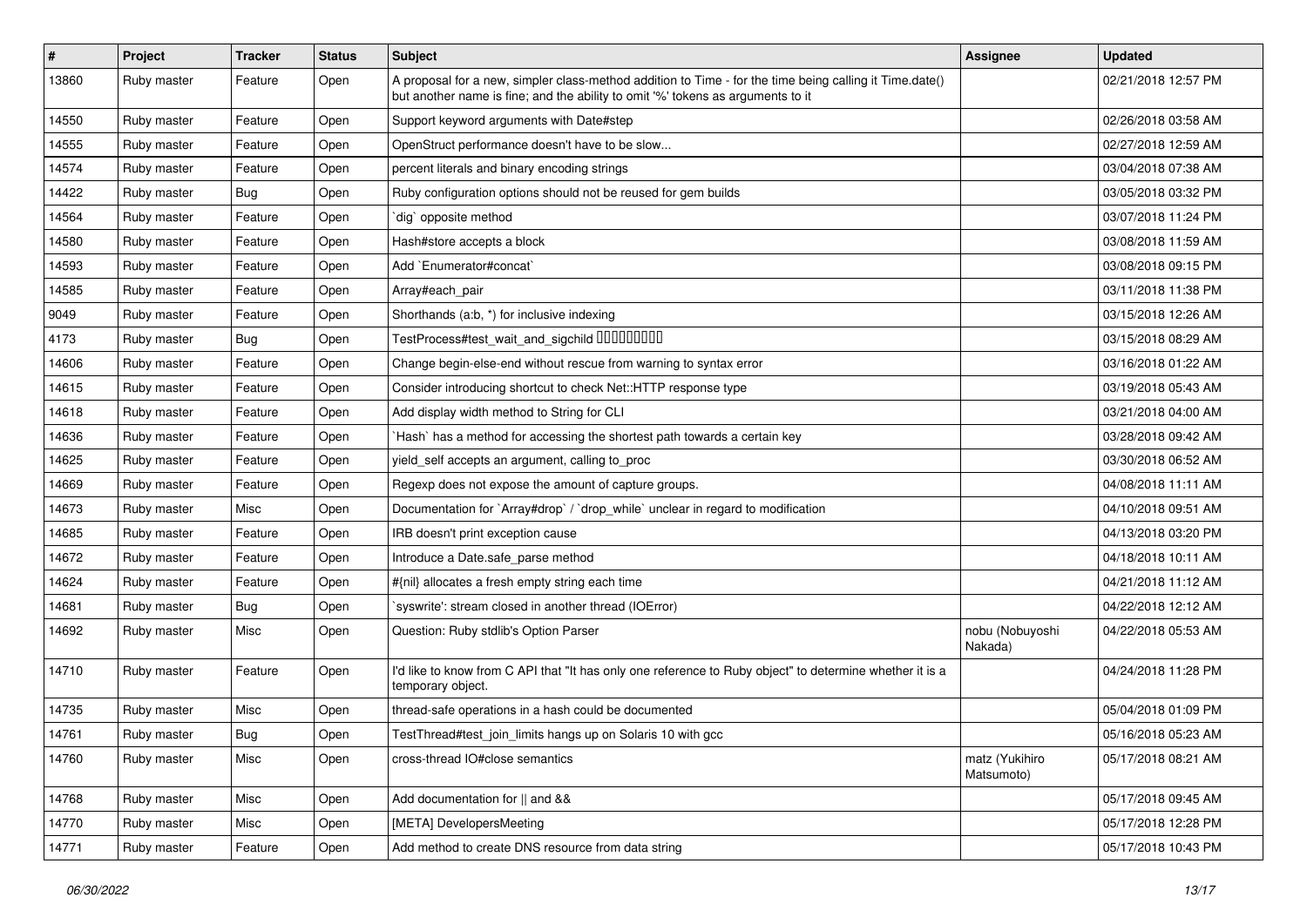| # | Project | Tracker | Status | Subject | Assignee | Updated |
| --- | --- | --- | --- | --- | --- | --- |
| 13860 | Ruby master | Feature | Open | A proposal for a new, simpler class-method addition to Time - for the time being calling it Time.date() but another name is fine; and the ability to omit '%' tokens as arguments to it | | 02/21/2018 12:57 PM |
| 14550 | Ruby master | Feature | Open | Support keyword arguments with Date#step | | 02/26/2018 03:58 AM |
| 14555 | Ruby master | Feature | Open | OpenStruct performance doesn't have to be slow... | | 02/27/2018 12:59 AM |
| 14574 | Ruby master | Feature | Open | percent literals and binary encoding strings | | 03/04/2018 07:38 AM |
| 14422 | Ruby master | Bug | Open | Ruby configuration options should not be reused for gem builds | | 03/05/2018 03:32 PM |
| 14564 | Ruby master | Feature | Open | `dig` opposite method | | 03/07/2018 11:24 PM |
| 14580 | Ruby master | Feature | Open | Hash#store accepts a block | | 03/08/2018 11:59 AM |
| 14593 | Ruby master | Feature | Open | Add `Enumerator#concat` | | 03/08/2018 09:15 PM |
| 14585 | Ruby master | Feature | Open | Array#each_pair | | 03/11/2018 11:38 PM |
| 9049 | Ruby master | Feature | Open | Shorthands (a:b, *) for inclusive indexing | | 03/15/2018 12:26 AM |
| 4173 | Ruby master | Bug | Open | TestProcess#test_wait_and_sigchild □□□□□□□□□ | | 03/15/2018 08:29 AM |
| 14606 | Ruby master | Feature | Open | Change begin-else-end without rescue from warning to syntax error | | 03/16/2018 01:22 AM |
| 14615 | Ruby master | Feature | Open | Consider introducing shortcut to check Net::HTTP response type | | 03/19/2018 05:43 AM |
| 14618 | Ruby master | Feature | Open | Add display width method to String for CLI | | 03/21/2018 04:00 AM |
| 14636 | Ruby master | Feature | Open | `Hash` has a method for accessing the shortest path towards a certain key | | 03/28/2018 09:42 AM |
| 14625 | Ruby master | Feature | Open | yield_self accepts an argument, calling to_proc | | 03/30/2018 06:52 AM |
| 14669 | Ruby master | Feature | Open | Regexp does not expose the amount of capture groups. | | 04/08/2018 11:11 AM |
| 14673 | Ruby master | Misc | Open | Documentation for `Array#drop` / `drop_while` unclear in regard to modification | | 04/10/2018 09:51 AM |
| 14685 | Ruby master | Feature | Open | IRB doesn't print exception cause | | 04/13/2018 03:20 PM |
| 14672 | Ruby master | Feature | Open | Introduce a Date.safe_parse method | | 04/18/2018 10:11 AM |
| 14624 | Ruby master | Feature | Open | #{nil} allocates a fresh empty string each time | | 04/21/2018 11:12 AM |
| 14681 | Ruby master | Bug | Open | `syswrite': stream closed in another thread (IOError) | | 04/22/2018 12:12 AM |
| 14692 | Ruby master | Misc | Open | Question: Ruby stdlib's Option Parser | nobu (Nobuyoshi Nakada) | 04/22/2018 05:53 AM |
| 14710 | Ruby master | Feature | Open | I'd like to know from C API that "It has only one reference to Ruby object" to determine whether it is a temporary object. | | 04/24/2018 11:28 PM |
| 14735 | Ruby master | Misc | Open | thread-safe operations in a hash could be documented | | 05/04/2018 01:09 PM |
| 14761 | Ruby master | Bug | Open | TestThread#test_join_limits hangs up on Solaris 10 with gcc | | 05/16/2018 05:23 AM |
| 14760 | Ruby master | Misc | Open | cross-thread IO#close semantics | matz (Yukihiro Matsumoto) | 05/17/2018 08:21 AM |
| 14768 | Ruby master | Misc | Open | Add documentation for \|\| and && | | 05/17/2018 09:45 AM |
| 14770 | Ruby master | Misc | Open | [META] DevelopersMeeting | | 05/17/2018 12:28 PM |
| 14771 | Ruby master | Feature | Open | Add method to create DNS resource from data string | | 05/17/2018 10:43 PM |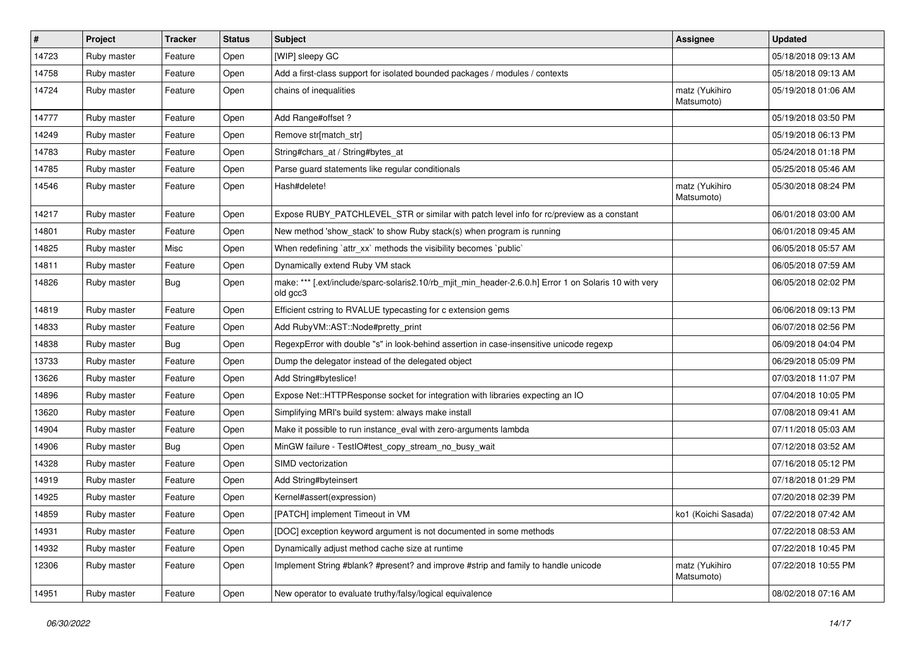| # | Project | Tracker | Status | Subject | Assignee | Updated |
|---|---|---|---|---|---|---|
| 14723 | Ruby master | Feature | Open | [WIP] sleepy GC | | 05/18/2018 09:13 AM |
| 14758 | Ruby master | Feature | Open | Add a first-class support for isolated bounded packages / modules / contexts | | 05/18/2018 09:13 AM |
| 14724 | Ruby master | Feature | Open | chains of inequalities | matz (Yukihiro Matsumoto) | 05/19/2018 01:06 AM |
| 14777 | Ruby master | Feature | Open | Add Range#offset ? | | 05/19/2018 03:50 PM |
| 14249 | Ruby master | Feature | Open | Remove str[match_str] | | 05/19/2018 06:13 PM |
| 14783 | Ruby master | Feature | Open | String#chars_at / String#bytes_at | | 05/24/2018 01:18 PM |
| 14785 | Ruby master | Feature | Open | Parse guard statements like regular conditionals | | 05/25/2018 05:46 AM |
| 14546 | Ruby master | Feature | Open | Hash#delete! | matz (Yukihiro Matsumoto) | 05/30/2018 08:24 PM |
| 14217 | Ruby master | Feature | Open | Expose RUBY_PATCHLEVEL_STR or similar with patch level info for rc/preview as a constant | | 06/01/2018 03:00 AM |
| 14801 | Ruby master | Feature | Open | New method 'show_stack' to show Ruby stack(s) when program is running | | 06/01/2018 09:45 AM |
| 14825 | Ruby master | Misc | Open | When redefining `attr_xx` methods the visibility becomes `public` | | 06/05/2018 05:57 AM |
| 14811 | Ruby master | Feature | Open | Dynamically extend Ruby VM stack | | 06/05/2018 07:59 AM |
| 14826 | Ruby master | Bug | Open | make: *** [.ext/include/sparc-solaris2.10/rb_mjit_min_header-2.6.0.h] Error 1 on Solaris 10 with very old gcc3 | | 06/05/2018 02:02 PM |
| 14819 | Ruby master | Feature | Open | Efficient cstring to RVALUE typecasting for c extension gems | | 06/06/2018 09:13 PM |
| 14833 | Ruby master | Feature | Open | Add RubyVM::AST::Node#pretty_print | | 06/07/2018 02:56 PM |
| 14838 | Ruby master | Bug | Open | RegexpError with double "s" in look-behind assertion in case-insensitive unicode regexp | | 06/09/2018 04:04 PM |
| 13733 | Ruby master | Feature | Open | Dump the delegator instead of the delegated object | | 06/29/2018 05:09 PM |
| 13626 | Ruby master | Feature | Open | Add String#byteslice! | | 07/03/2018 11:07 PM |
| 14896 | Ruby master | Feature | Open | Expose Net::HTTPResponse socket for integration with libraries expecting an IO | | 07/04/2018 10:05 PM |
| 13620 | Ruby master | Feature | Open | Simplifying MRI's build system: always make install | | 07/08/2018 09:41 AM |
| 14904 | Ruby master | Feature | Open | Make it possible to run instance_eval with zero-arguments lambda | | 07/11/2018 05:03 AM |
| 14906 | Ruby master | Bug | Open | MinGW failure - TestIO#test_copy_stream_no_busy_wait | | 07/12/2018 03:52 AM |
| 14328 | Ruby master | Feature | Open | SIMD vectorization | | 07/16/2018 05:12 PM |
| 14919 | Ruby master | Feature | Open | Add String#byteinsert | | 07/18/2018 01:29 PM |
| 14925 | Ruby master | Feature | Open | Kernel#assert(expression) | | 07/20/2018 02:39 PM |
| 14859 | Ruby master | Feature | Open | [PATCH] implement Timeout in VM | ko1 (Koichi Sasada) | 07/22/2018 07:42 AM |
| 14931 | Ruby master | Feature | Open | [DOC] exception keyword argument is not documented in some methods | | 07/22/2018 08:53 AM |
| 14932 | Ruby master | Feature | Open | Dynamically adjust method cache size at runtime | | 07/22/2018 10:45 PM |
| 12306 | Ruby master | Feature | Open | Implement String #blank? #present? and improve #strip and family to handle unicode | matz (Yukihiro Matsumoto) | 07/22/2018 10:55 PM |
| 14951 | Ruby master | Feature | Open | New operator to evaluate truthy/falsy/logical equivalence | | 08/02/2018 07:16 AM |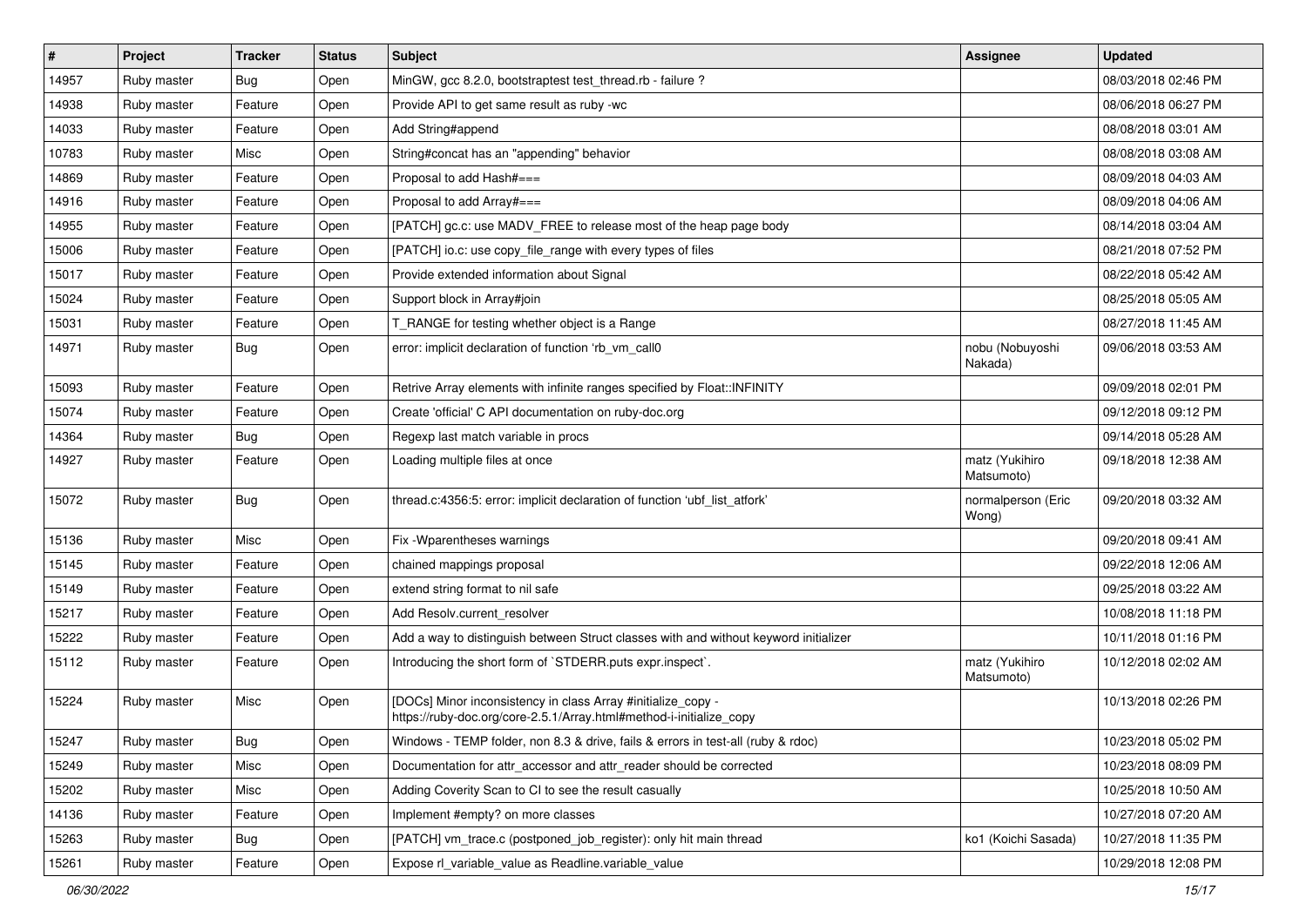| # | Project | Tracker | Status | Subject | Assignee | Updated |
|---|---|---|---|---|---|---|
| 14957 | Ruby master | Bug | Open | MinGW, gcc 8.2.0, bootstraptest test_thread.rb - failure ? | | 08/03/2018 02:46 PM |
| 14938 | Ruby master | Feature | Open | Provide API to get same result as ruby -wc | | 08/06/2018 06:27 PM |
| 14033 | Ruby master | Feature | Open | Add String#append | | 08/08/2018 03:01 AM |
| 10783 | Ruby master | Misc | Open | String#concat has an "appending" behavior | | 08/08/2018 03:08 AM |
| 14869 | Ruby master | Feature | Open | Proposal to add Hash#=== | | 08/09/2018 04:03 AM |
| 14916 | Ruby master | Feature | Open | Proposal to add Array#=== | | 08/09/2018 04:06 AM |
| 14955 | Ruby master | Feature | Open | [PATCH] gc.c: use MADV_FREE to release most of the heap page body | | 08/14/2018 03:04 AM |
| 15006 | Ruby master | Feature | Open | [PATCH] io.c: use copy_file_range with every types of files | | 08/21/2018 07:52 PM |
| 15017 | Ruby master | Feature | Open | Provide extended information about Signal | | 08/22/2018 05:42 AM |
| 15024 | Ruby master | Feature | Open | Support block in Array#join | | 08/25/2018 05:05 AM |
| 15031 | Ruby master | Feature | Open | T_RANGE for testing whether object is a Range | | 08/27/2018 11:45 AM |
| 14971 | Ruby master | Bug | Open | error: implicit declaration of function 'rb_vm_call0 | nobu (Nobuyoshi Nakada) | 09/06/2018 03:53 AM |
| 15093 | Ruby master | Feature | Open | Retrive Array elements with infinite ranges specified by Float::INFINITY | | 09/09/2018 02:01 PM |
| 15074 | Ruby master | Feature | Open | Create 'official' C API documentation on ruby-doc.org | | 09/12/2018 09:12 PM |
| 14364 | Ruby master | Bug | Open | Regexp last match variable in procs | | 09/14/2018 05:28 AM |
| 14927 | Ruby master | Feature | Open | Loading multiple files at once | matz (Yukihiro Matsumoto) | 09/18/2018 12:38 AM |
| 15072 | Ruby master | Bug | Open | thread.c:4356:5: error: implicit declaration of function 'ubf_list_atfork' | normalperson (Eric Wong) | 09/20/2018 03:32 AM |
| 15136 | Ruby master | Misc | Open | Fix -Wparentheses warnings | | 09/20/2018 09:41 AM |
| 15145 | Ruby master | Feature | Open | chained mappings proposal | | 09/22/2018 12:06 AM |
| 15149 | Ruby master | Feature | Open | extend string format to nil safe | | 09/25/2018 03:22 AM |
| 15217 | Ruby master | Feature | Open | Add Resolv.current_resolver | | 10/08/2018 11:18 PM |
| 15222 | Ruby master | Feature | Open | Add a way to distinguish between Struct classes with and without keyword initializer | | 10/11/2018 01:16 PM |
| 15112 | Ruby master | Feature | Open | Introducing the short form of `STDERR.puts expr.inspect`. | matz (Yukihiro Matsumoto) | 10/12/2018 02:02 AM |
| 15224 | Ruby master | Misc | Open | [DOCs] Minor inconsistency in class Array #initialize_copy - https://ruby-doc.org/core-2.5.1/Array.html#method-i-initialize_copy | | 10/13/2018 02:26 PM |
| 15247 | Ruby master | Bug | Open | Windows - TEMP folder, non 8.3 & drive, fails & errors in test-all (ruby & rdoc) | | 10/23/2018 05:02 PM |
| 15249 | Ruby master | Misc | Open | Documentation for attr_accessor and attr_reader should be corrected | | 10/23/2018 08:09 PM |
| 15202 | Ruby master | Misc | Open | Adding Coverity Scan to CI to see the result casually | | 10/25/2018 10:50 AM |
| 14136 | Ruby master | Feature | Open | Implement #empty? on more classes | | 10/27/2018 07:20 AM |
| 15263 | Ruby master | Bug | Open | [PATCH] vm_trace.c (postponed_job_register): only hit main thread | ko1 (Koichi Sasada) | 10/27/2018 11:35 PM |
| 15261 | Ruby master | Feature | Open | Expose rl_variable_value as Readline.variable_value | | 10/29/2018 12:08 PM |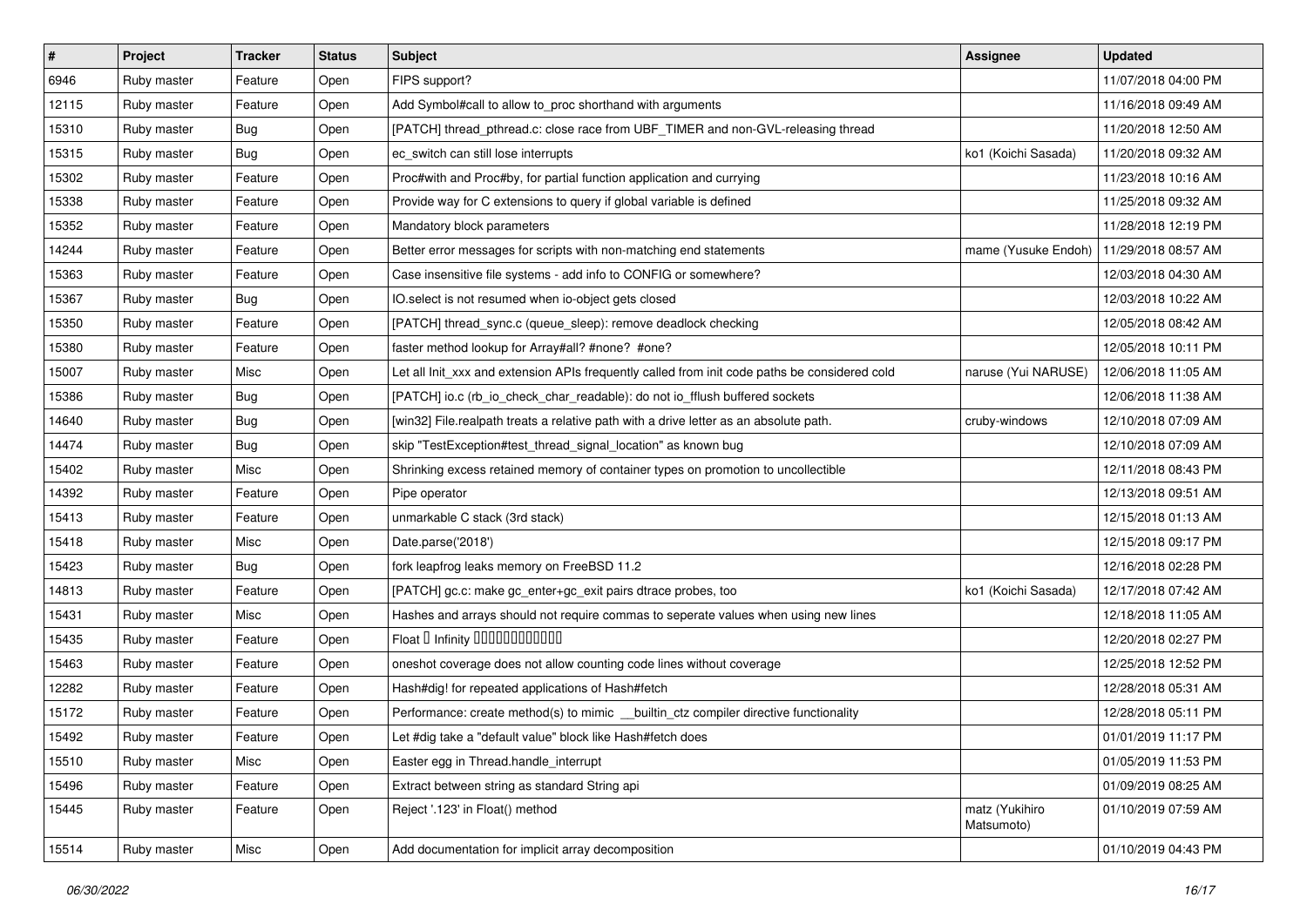| # | Project | Tracker | Status | Subject | Assignee | Updated |
|---|---|---|---|---|---|---|
| 6946 | Ruby master | Feature | Open | FIPS support? | | 11/07/2018 04:00 PM |
| 12115 | Ruby master | Feature | Open | Add Symbol#call to allow to_proc shorthand with arguments | | 11/16/2018 09:49 AM |
| 15310 | Ruby master | Bug | Open | [PATCH] thread_pthread.c: close race from UBF_TIMER and non-GVL-releasing thread | | 11/20/2018 12:50 AM |
| 15315 | Ruby master | Bug | Open | ec_switch can still lose interrupts | ko1 (Koichi Sasada) | 11/20/2018 09:32 AM |
| 15302 | Ruby master | Feature | Open | Proc#with and Proc#by, for partial function application and currying | | 11/23/2018 10:16 AM |
| 15338 | Ruby master | Feature | Open | Provide way for C extensions to query if global variable is defined | | 11/25/2018 09:32 AM |
| 15352 | Ruby master | Feature | Open | Mandatory block parameters | | 11/28/2018 12:19 PM |
| 14244 | Ruby master | Feature | Open | Better error messages for scripts with non-matching end statements | mame (Yusuke Endoh) | 11/29/2018 08:57 AM |
| 15363 | Ruby master | Feature | Open | Case insensitive file systems - add info to CONFIG or somewhere? | | 12/03/2018 04:30 AM |
| 15367 | Ruby master | Bug | Open | IO.select is not resumed when io-object gets closed | | 12/03/2018 10:22 AM |
| 15350 | Ruby master | Feature | Open | [PATCH] thread_sync.c (queue_sleep): remove deadlock checking | | 12/05/2018 08:42 AM |
| 15380 | Ruby master | Feature | Open | faster method lookup for Array#all? #none? #one? | | 12/05/2018 10:11 PM |
| 15007 | Ruby master | Misc | Open | Let all Init_xxx and extension APIs frequently called from init code paths be considered cold | naruse (Yui NARUSE) | 12/06/2018 11:05 AM |
| 15386 | Ruby master | Bug | Open | [PATCH] io.c (rb_io_check_char_readable): do not io_fflush buffered sockets | | 12/06/2018 11:38 AM |
| 14640 | Ruby master | Bug | Open | [win32] File.realpath treats a relative path with a drive letter as an absolute path. | cruby-windows | 12/10/2018 07:09 AM |
| 14474 | Ruby master | Bug | Open | skip "TestException#test_thread_signal_location" as known bug | | 12/10/2018 07:09 AM |
| 15402 | Ruby master | Misc | Open | Shrinking excess retained memory of container types on promotion to uncollectible | | 12/11/2018 08:43 PM |
| 14392 | Ruby master | Feature | Open | Pipe operator | | 12/13/2018 09:51 AM |
| 15413 | Ruby master | Feature | Open | unmarkable C stack (3rd stack) | | 12/15/2018 01:13 AM |
| 15418 | Ruby master | Misc | Open | Date.parse('2018') | | 12/15/2018 09:17 PM |
| 15423 | Ruby master | Bug | Open | fork leapfrog leaks memory on FreeBSD 11.2 | | 12/16/2018 02:28 PM |
| 14813 | Ruby master | Feature | Open | [PATCH] gc.c: make gc_enter+gc_exit pairs dtrace probes, too | ko1 (Koichi Sasada) | 12/17/2018 07:42 AM |
| 15431 | Ruby master | Misc | Open | Hashes and arrays should not require commas to seperate values when using new lines | | 12/18/2018 11:05 AM |
| 15435 | Ruby master | Feature | Open | Float � Infinity ������������ | | 12/20/2018 02:27 PM |
| 15463 | Ruby master | Feature | Open | oneshot coverage does not allow counting code lines without coverage | | 12/25/2018 12:52 PM |
| 12282 | Ruby master | Feature | Open | Hash#dig! for repeated applications of Hash#fetch | | 12/28/2018 05:31 AM |
| 15172 | Ruby master | Feature | Open | Performance: create method(s) to mimic __builtin_ctz compiler directive functionality | | 12/28/2018 05:11 PM |
| 15492 | Ruby master | Feature | Open | Let #dig take a "default value" block like Hash#fetch does | | 01/01/2019 11:17 PM |
| 15510 | Ruby master | Misc | Open | Easter egg in Thread.handle_interrupt | | 01/05/2019 11:53 PM |
| 15496 | Ruby master | Feature | Open | Extract between string as standard String api | | 01/09/2019 08:25 AM |
| 15445 | Ruby master | Feature | Open | Reject '.123' in Float() method | matz (Yukihiro Matsumoto) | 01/10/2019 07:59 AM |
| 15514 | Ruby master | Misc | Open | Add documentation for implicit array decomposition | | 01/10/2019 04:43 PM |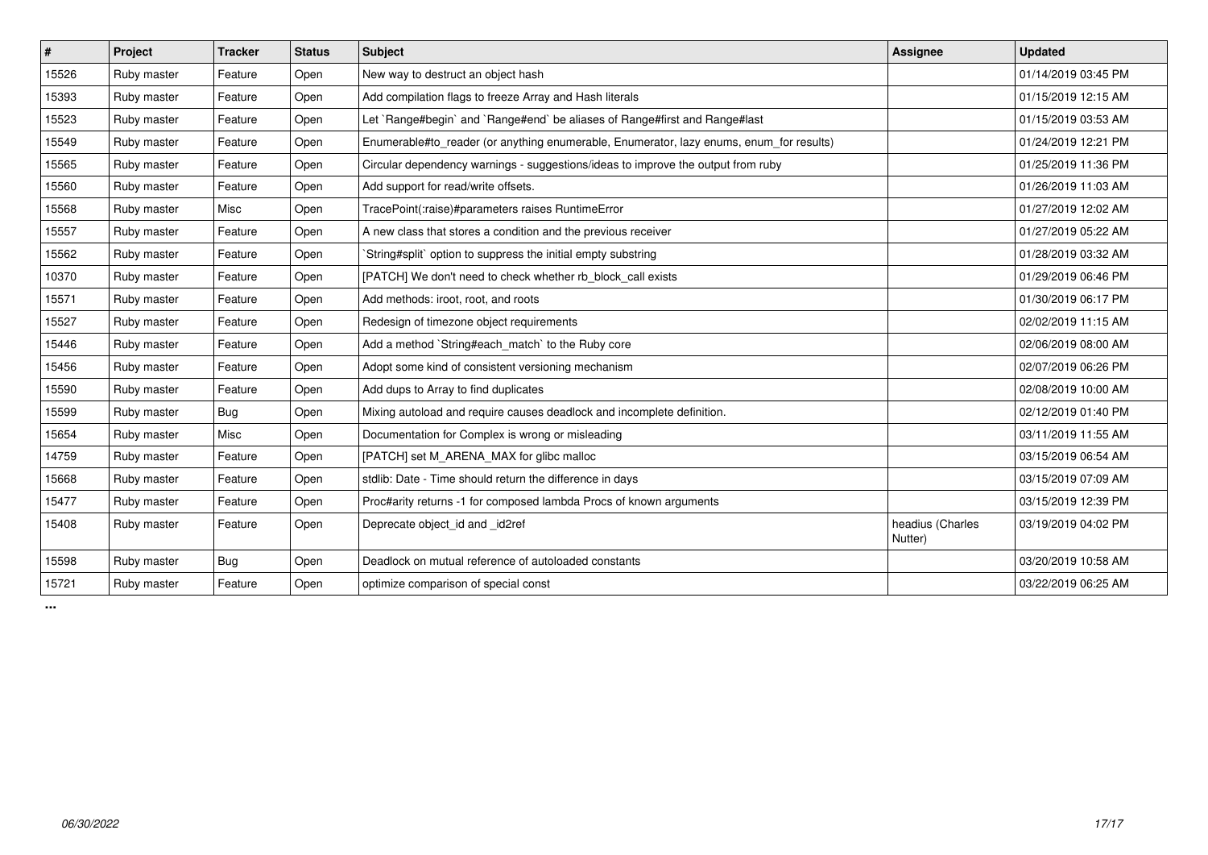| # | Project | Tracker | Status | Subject | Assignee | Updated |
|---|---|---|---|---|---|---|
| 15526 | Ruby master | Feature | Open | New way to destruct an object hash | | 01/14/2019 03:45 PM |
| 15393 | Ruby master | Feature | Open | Add compilation flags to freeze Array and Hash literals | | 01/15/2019 12:15 AM |
| 15523 | Ruby master | Feature | Open | Let `Range#begin` and `Range#end` be aliases of Range#first and Range#last | | 01/15/2019 03:53 AM |
| 15549 | Ruby master | Feature | Open | Enumerable#to_reader (or anything enumerable, Enumerator, lazy enums, enum_for results) | | 01/24/2019 12:21 PM |
| 15565 | Ruby master | Feature | Open | Circular dependency warnings - suggestions/ideas to improve the output from ruby | | 01/25/2019 11:36 PM |
| 15560 | Ruby master | Feature | Open | Add support for read/write offsets. | | 01/26/2019 11:03 AM |
| 15568 | Ruby master | Misc | Open | TracePoint(:raise)#parameters raises RuntimeError | | 01/27/2019 12:02 AM |
| 15557 | Ruby master | Feature | Open | A new class that stores a condition and the previous receiver | | 01/27/2019 05:22 AM |
| 15562 | Ruby master | Feature | Open | `String#split` option to suppress the initial empty substring | | 01/28/2019 03:32 AM |
| 10370 | Ruby master | Feature | Open | [PATCH] We don't need to check whether rb_block_call exists | | 01/29/2019 06:46 PM |
| 15571 | Ruby master | Feature | Open | Add methods: iroot, root, and roots | | 01/30/2019 06:17 PM |
| 15527 | Ruby master | Feature | Open | Redesign of timezone object requirements | | 02/02/2019 11:15 AM |
| 15446 | Ruby master | Feature | Open | Add a method `String#each_match` to the Ruby core | | 02/06/2019 08:00 AM |
| 15456 | Ruby master | Feature | Open | Adopt some kind of consistent versioning mechanism | | 02/07/2019 06:26 PM |
| 15590 | Ruby master | Feature | Open | Add dups to Array to find duplicates | | 02/08/2019 10:00 AM |
| 15599 | Ruby master | Bug | Open | Mixing autoload and require causes deadlock and incomplete definition. | | 02/12/2019 01:40 PM |
| 15654 | Ruby master | Misc | Open | Documentation for Complex is wrong or misleading | | 03/11/2019 11:55 AM |
| 14759 | Ruby master | Feature | Open | [PATCH] set M_ARENA_MAX for glibc malloc | | 03/15/2019 06:54 AM |
| 15668 | Ruby master | Feature | Open | stdlib: Date - Time should return the difference in days | | 03/15/2019 07:09 AM |
| 15477 | Ruby master | Feature | Open | Proc#arity returns -1 for composed lambda Procs of known arguments | | 03/15/2019 12:39 PM |
| 15408 | Ruby master | Feature | Open | Deprecate object_id and _id2ref | headius (Charles Nutter) | 03/19/2019 04:02 PM |
| 15598 | Ruby master | Bug | Open | Deadlock on mutual reference of autoloaded constants | | 03/20/2019 10:58 AM |
| 15721 | Ruby master | Feature | Open | optimize comparison of special const | | 03/22/2019 06:25 AM |

...